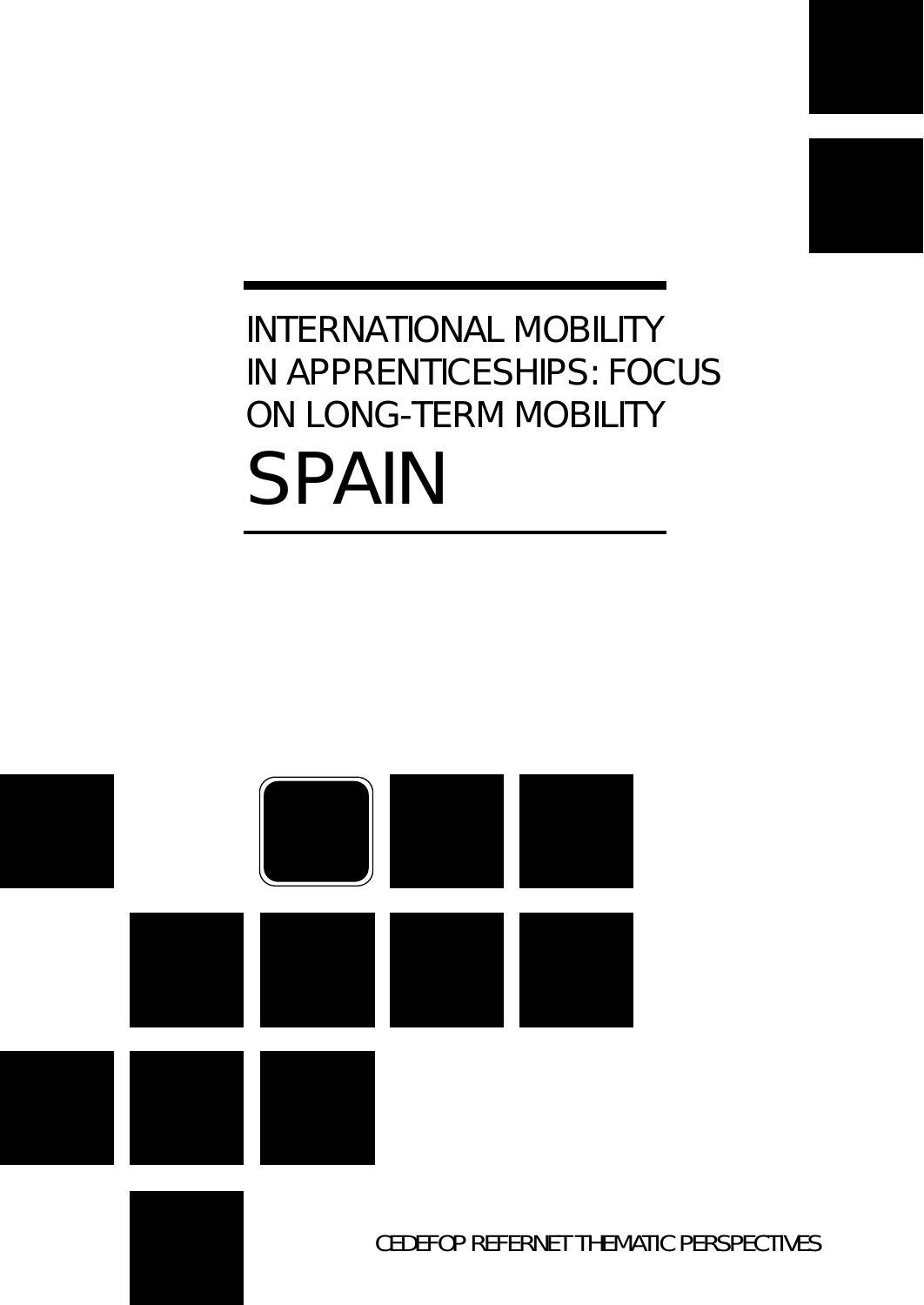# INTERNATIONAL MOBILITY IN APPRENTICESHIPS: FOCUS ON LONG-TERM MOBILITY

# SPAIN

CEDEFOP REFERNET THEMATIC PERSPECTIVES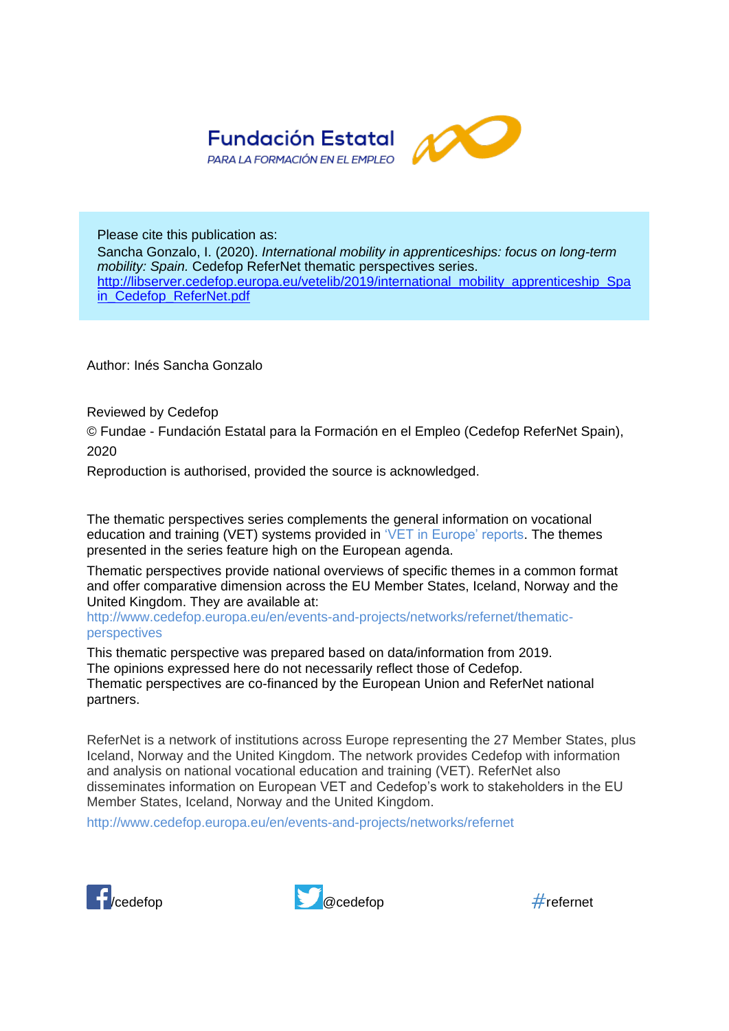Fundación Estatal

PARA LA FORMACIÓN EN EL EMPLEO

Please cite this publication as:
Sancha Gonzalo, I. (2020). *International mobility in apprenticeships: focus on long-term mobility: Spain.* Cedefop ReferNet thematic perspectives series.
http://libserver.cedefop.europa.eu/vetelib/2019/international_mobility_apprenticeship_Spain_Cedefop_ReferNet.pdf

Author: Inés Sancha Gonzalo

Reviewed by Cedefop

© Fundae - Fundación Estatal para la Formación en el Empleo (Cedefop ReferNet Spain), 2020

Reproduction is authorised, provided the source is acknowledged.

The thematic perspectives series complements the general information on vocational education and training (VET) systems provided in 'VET in Europe' reports. The themes presented in the series feature high on the European agenda.

Thematic perspectives provide national overviews of specific themes in a common format and offer comparative dimension across the EU Member States, Iceland, Norway and the United Kingdom. They are available at:
http://www.cedefop.europa.eu/en/events-and-projects/networks/refernet/thematic-perspectives

This thematic perspective was prepared based on data/information from 2019.
The opinions expressed here do not necessarily reflect those of Cedefop.
Thematic perspectives are co-financed by the European Union and ReferNet national partners.

ReferNet is a network of institutions across Europe representing the 27 Member States, plus Iceland, Norway and the United Kingdom. The network provides Cedefop with information and analysis on national vocational education and training (VET). ReferNet also disseminates information on European VET and Cedefop's work to stakeholders in the EU Member States, Iceland, Norway and the United Kingdom.

http://www.cedefop.europa.eu/en/events-and-projects/networks/refernet

/cedefop @cedefop #refernet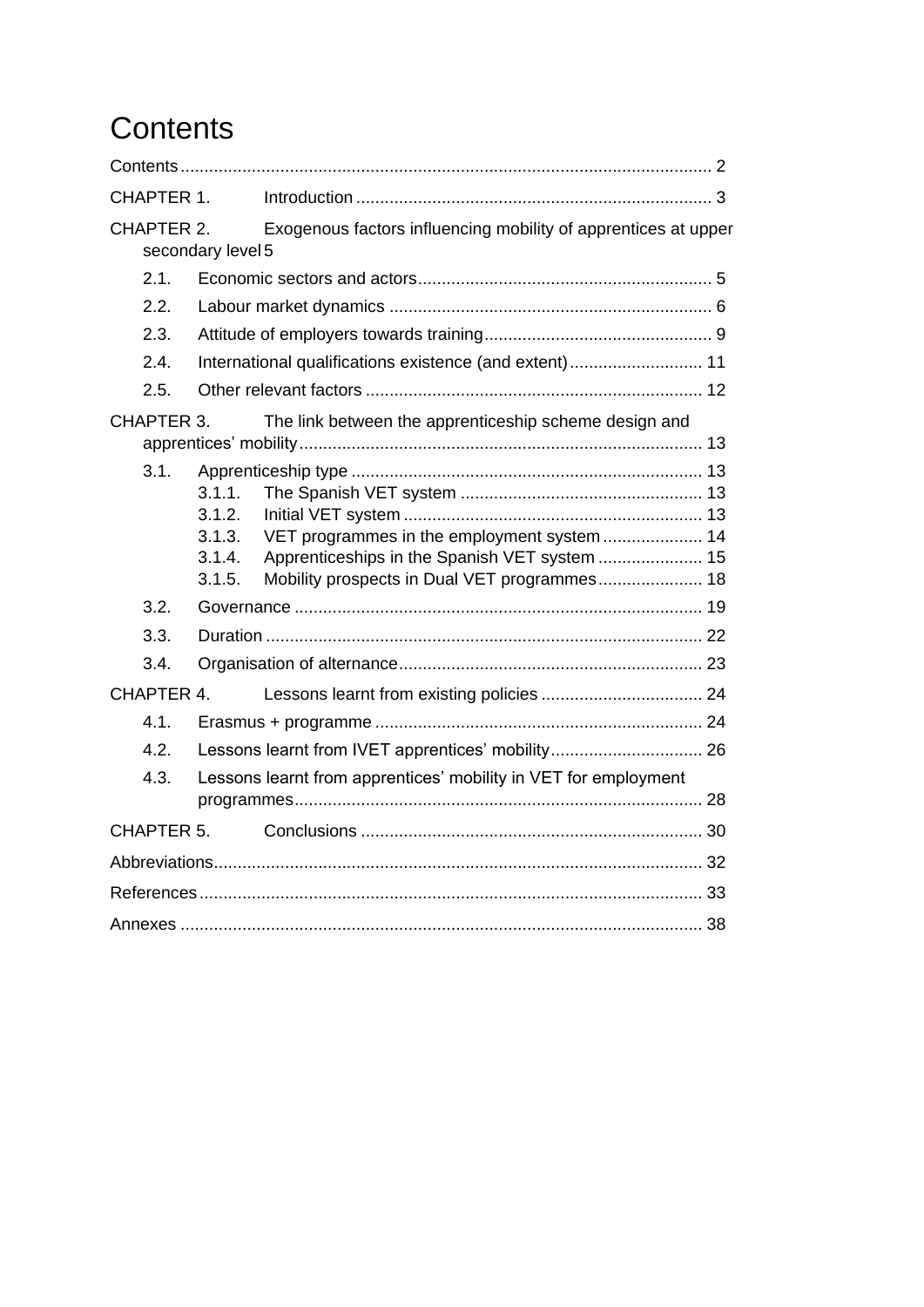# Contents

Contents ..... 2

CHAPTER 1. Introduction ..... 3

CHAPTER 2. Exogenous factors influencing mobility of apprentices at upper secondary level 5

- 2.1. Economic sectors and actors ..... 5
- 2.2. Labour market dynamics ..... 6
- 2.3. Attitude of employers towards training ..... 9
- 2.4. International qualifications existence (and extent) ..... 11
- 2.5. Other relevant factors ..... 12

CHAPTER 3. The link between the apprenticeship scheme design and apprentices' mobility ..... 13

- 3.1. Apprenticeship type ..... 13
  - 3.1.1. The Spanish VET system ..... 13
  - 3.1.2. Initial VET system ..... 13
  - 3.1.3. VET programmes in the employment system ..... 14
  - 3.1.4. Apprenticeships in the Spanish VET system ..... 15
  - 3.1.5. Mobility prospects in Dual VET programmes ..... 18
- 3.2. Governance ..... 19
- 3.3. Duration ..... 22
- 3.4. Organisation of alternance ..... 23

CHAPTER 4. Lessons learnt from existing policies ..... 24

- 4.1. Erasmus + programme ..... 24
- 4.2. Lessons learnt from IVET apprentices' mobility ..... 26
- 4.3. Lessons learnt from apprentices' mobility in VET for employment programmes ..... 28

CHAPTER 5. Conclusions ..... 30

Abbreviations ..... 32

References ..... 33

Annexes ..... 38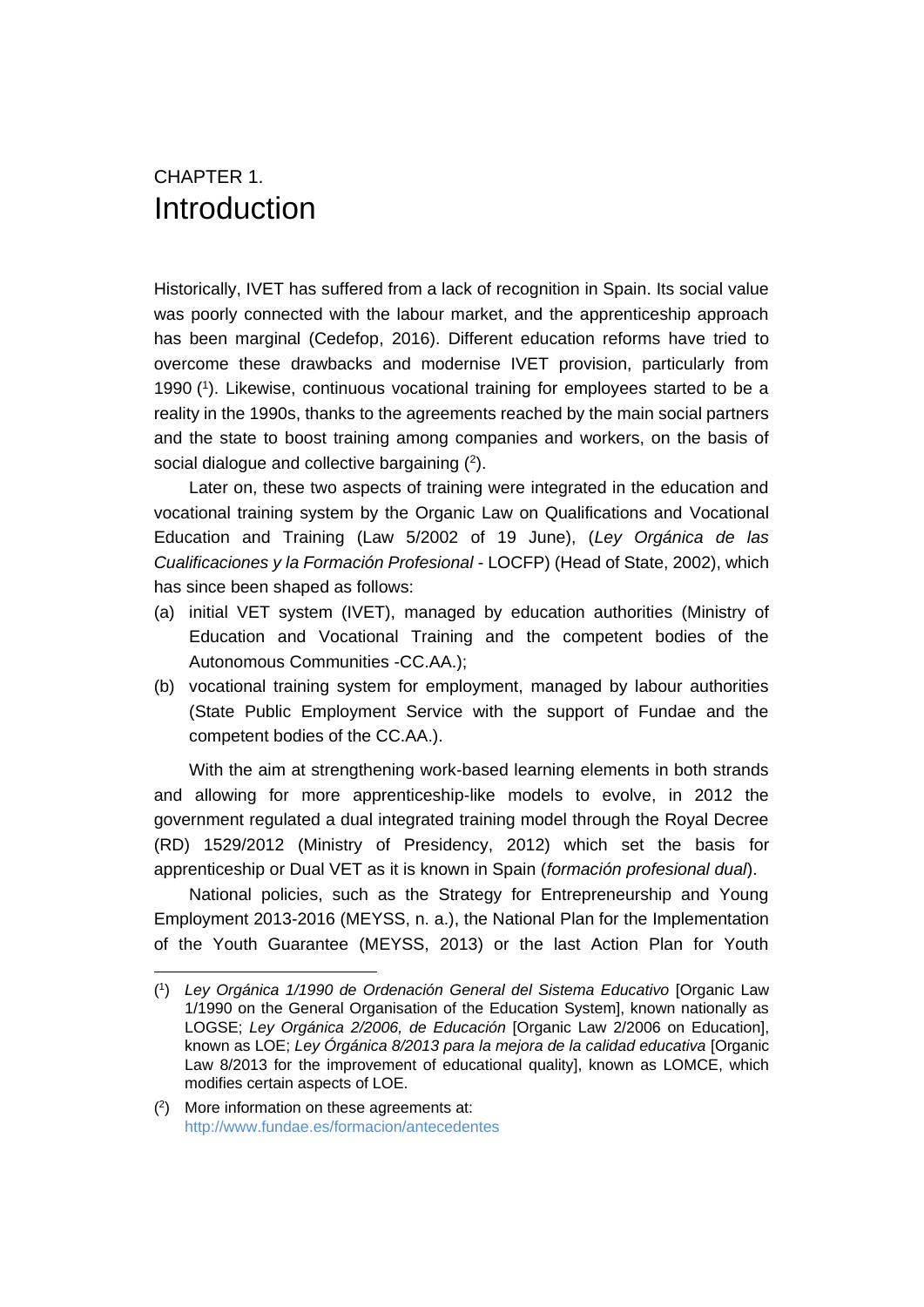CHAPTER 1.

# Introduction

Historically, IVET has suffered from a lack of recognition in Spain. Its social value was poorly connected with the labour market, and the apprenticeship approach has been marginal (Cedefop, 2016). Different education reforms have tried to overcome these drawbacks and modernise IVET provision, particularly from 1990 ([1]). Likewise, continuous vocational training for employees started to be a reality in the 1990s, thanks to the agreements reached by the main social partners and the state to boost training among companies and workers, on the basis of social dialogue and collective bargaining ([2]).

Later on, these two aspects of training were integrated in the education and vocational training system by the Organic Law on Qualifications and Vocational Education and Training (Law 5/2002 of 19 June), (*Ley Orgánica de las Cualificaciones y la Formación Profesional* - LOCFP) (Head of State, 2002), which has since been shaped as follows:

(a) initial VET system (IVET), managed by education authorities (Ministry of Education and Vocational Training and the competent bodies of the Autonomous Communities -CC.AA.);

(b) vocational training system for employment, managed by labour authorities (State Public Employment Service with the support of Fundae and the competent bodies of the CC.AA.).

With the aim at strengthening work-based learning elements in both strands and allowing for more apprenticeship-like models to evolve, in 2012 the government regulated a dual integrated training model through the Royal Decree (RD) 1529/2012 (Ministry of Presidency, 2012) which set the basis for apprenticeship or Dual VET as it is known in Spain (*formación profesional dual*).

National policies, such as the Strategy for Entrepreneurship and Young Employment 2013-2016 (MEYSS, n. a.), the National Plan for the Implementation of the Youth Guarantee (MEYSS, 2013) or the last Action Plan for Youth

---

([1]) *Ley Orgánica 1/1990 de Ordenación General del Sistema Educativo* [Organic Law 1/1990 on the General Organisation of the Education System], known nationally as LOGSE; *Ley Orgánica 2/2006, de Educación* [Organic Law 2/2006 on Education], known as LOE; *Ley Órgánica 8/2013 para la mejora de la calidad educativa* [Organic Law 8/2013 for the improvement of educational quality], known as LOMCE, which modifies certain aspects of LOE.

([2]) More information on these agreements at: http://www.fundae.es/formacion/antecedentes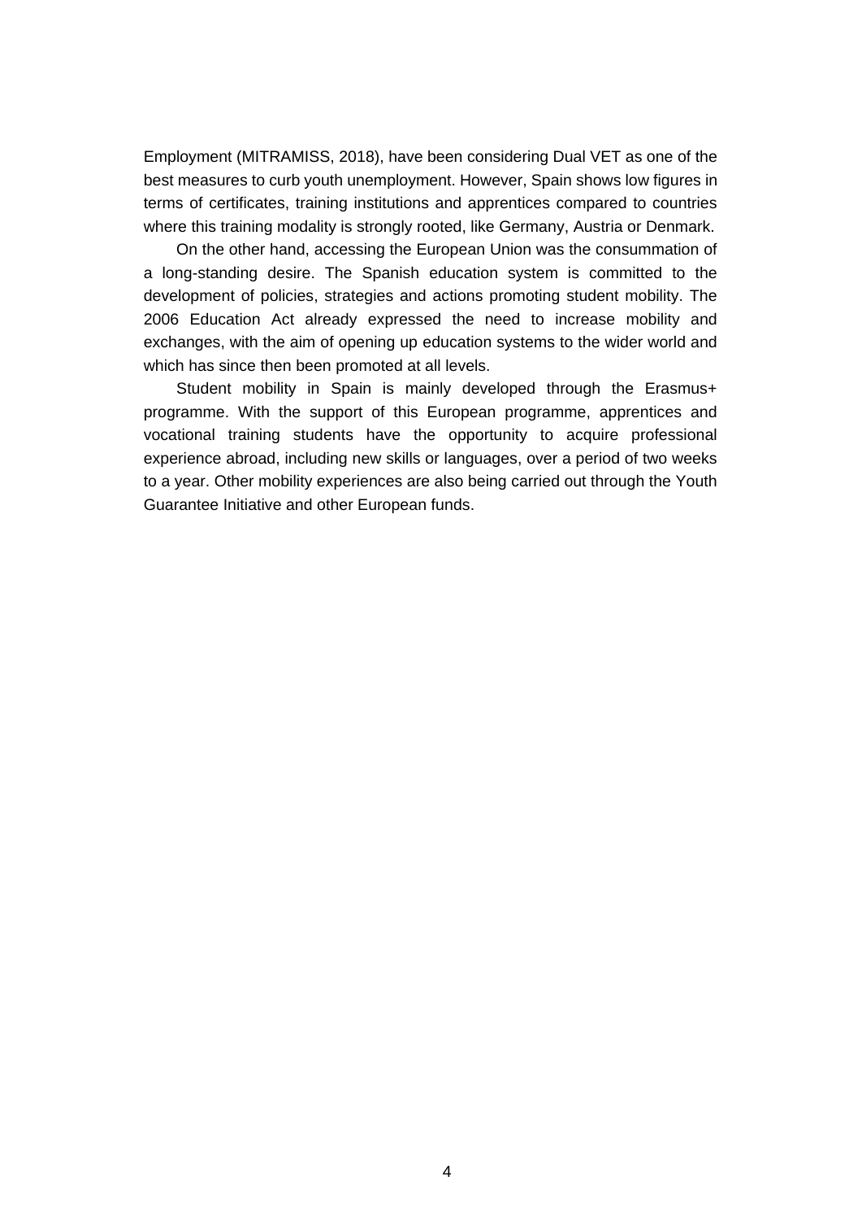Employment (MITRAMISS, 2018), have been considering Dual VET as one of the best measures to curb youth unemployment. However, Spain shows low figures in terms of certificates, training institutions and apprentices compared to countries where this training modality is strongly rooted, like Germany, Austria or Denmark.

On the other hand, accessing the European Union was the consummation of a long-standing desire. The Spanish education system is committed to the development of policies, strategies and actions promoting student mobility. The 2006 Education Act already expressed the need to increase mobility and exchanges, with the aim of opening up education systems to the wider world and which has since then been promoted at all levels.

Student mobility in Spain is mainly developed through the Erasmus+ programme. With the support of this European programme, apprentices and vocational training students have the opportunity to acquire professional experience abroad, including new skills or languages, over a period of two weeks to a year. Other mobility experiences are also being carried out through the Youth Guarantee Initiative and other European funds.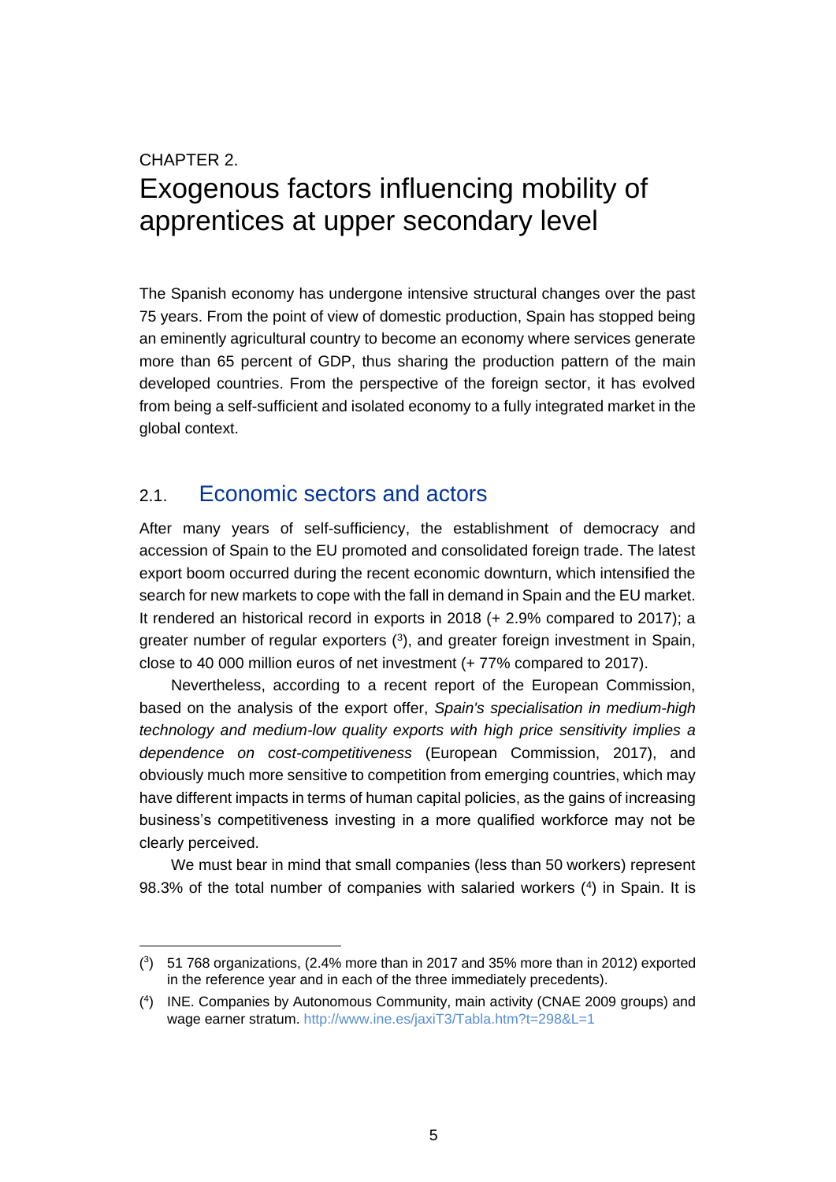CHAPTER 2.

# Exogenous factors influencing mobility of apprentices at upper secondary level

The Spanish economy has undergone intensive structural changes over the past 75 years. From the point of view of domestic production, Spain has stopped being an eminently agricultural country to become an economy where services generate more than 65 percent of GDP, thus sharing the production pattern of the main developed countries. From the perspective of the foreign sector, it has evolved from being a self-sufficient and isolated economy to a fully integrated market in the global context.

## 2.1. Economic sectors and actors

After many years of self-sufficiency, the establishment of democracy and accession of Spain to the EU promoted and consolidated foreign trade. The latest export boom occurred during the recent economic downturn, which intensified the search for new markets to cope with the fall in demand in Spain and the EU market. It rendered an historical record in exports in 2018 (+ 2.9% compared to 2017); a greater number of regular exporters ([3]), and greater foreign investment in Spain, close to 40 000 million euros of net investment (+ 77% compared to 2017).

Nevertheless, according to a recent report of the European Commission, based on the analysis of the export offer, *Spain's specialisation in medium-high technology and medium-low quality exports with high price sensitivity implies a dependence on cost-competitiveness* (European Commission, 2017), and obviously much more sensitive to competition from emerging countries, which may have different impacts in terms of human capital policies, as the gains of increasing business's competitiveness investing in a more qualified workforce may not be clearly perceived.

We must bear in mind that small companies (less than 50 workers) represent 98.3% of the total number of companies with salaried workers ([4]) in Spain. It is

---

([3]) 51 768 organizations, (2.4% more than in 2017 and 35% more than in 2012) exported in the reference year and in each of the three immediately precedents).

([4]) INE. Companies by Autonomous Community, main activity (CNAE 2009 groups) and wage earner stratum. http://www.ine.es/jaxiT3/Tabla.htm?t=298&L=1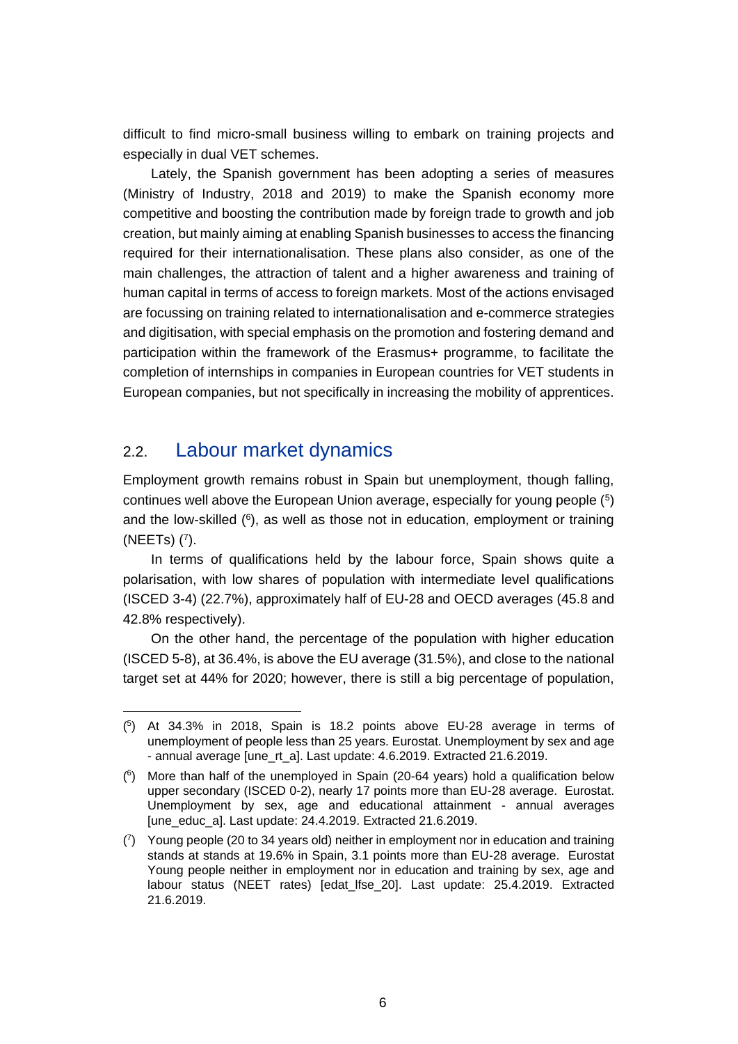difficult to find micro-small business willing to embark on training projects and especially in dual VET schemes.

Lately, the Spanish government has been adopting a series of measures (Ministry of Industry, 2018 and 2019) to make the Spanish economy more competitive and boosting the contribution made by foreign trade to growth and job creation, but mainly aiming at enabling Spanish businesses to access the financing required for their internationalisation. These plans also consider, as one of the main challenges, the attraction of talent and a higher awareness and training of human capital in terms of access to foreign markets. Most of the actions envisaged are focussing on training related to internationalisation and e-commerce strategies and digitisation, with special emphasis on the promotion and fostering demand and participation within the framework of the Erasmus+ programme, to facilitate the completion of internships in companies in European countries for VET students in European companies, but not specifically in increasing the mobility of apprentices.

## 2.2. Labour market dynamics

Employment growth remains robust in Spain but unemployment, though falling, continues well above the European Union average, especially for young people ([5]) and the low-skilled ([6]), as well as those not in education, employment or training (NEETs) ([7]).

In terms of qualifications held by the labour force, Spain shows quite a polarisation, with low shares of population with intermediate level qualifications (ISCED 3-4) (22.7%), approximately half of EU-28 and OECD averages (45.8 and 42.8% respectively).

On the other hand, the percentage of the population with higher education (ISCED 5-8), at 36.4%, is above the EU average (31.5%), and close to the national target set at 44% for 2020; however, there is still a big percentage of population,

---

([5]) At 34.3% in 2018, Spain is 18.2 points above EU-28 average in terms of unemployment of people less than 25 years. Eurostat. Unemployment by sex and age - annual average [une_rt_a]. Last update: 4.6.2019. Extracted 21.6.2019.

([6]) More than half of the unemployed in Spain (20-64 years) hold a qualification below upper secondary (ISCED 0-2), nearly 17 points more than EU-28 average. Eurostat. Unemployment by sex, age and educational attainment - annual averages [une_educ_a]. Last update: 24.4.2019. Extracted 21.6.2019.

([7]) Young people (20 to 34 years old) neither in employment nor in education and training stands at stands at 19.6% in Spain, 3.1 points more than EU-28 average. Eurostat Young people neither in employment nor in education and training by sex, age and labour status (NEET rates) [edat_lfse_20]. Last update: 25.4.2019. Extracted 21.6.2019.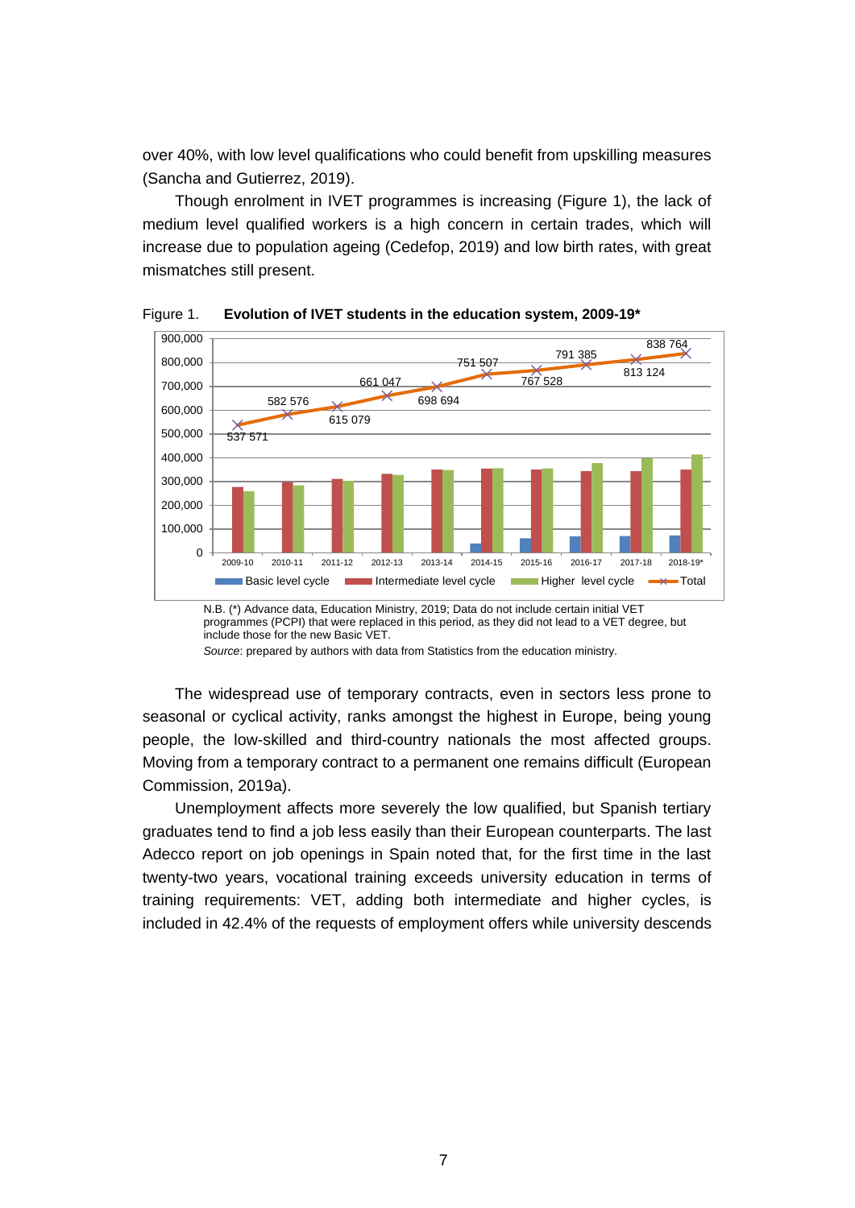over 40%, with low level qualifications who could benefit from upskilling measures (Sancha and Gutierrez, 2019).

Though enrolment in IVET programmes is increasing (Figure 1), the lack of medium level qualified workers is a high concern in certain trades, which will increase due to population ageing (Cedefop, 2019) and low birth rates, with great mismatches still present.

Figure 1. **Evolution of IVET students in the education system, 2009-19\***

N.B. (\*) Advance data, Education Ministry, 2019; Data do not include certain initial VET programmes (PCPI) that were replaced in this period, as they did not lead to a VET degree, but include those for the new Basic VET.

*Source*: prepared by authors with data from Statistics from the education ministry.

The widespread use of temporary contracts, even in sectors less prone to seasonal or cyclical activity, ranks amongst the highest in Europe, being young people, the low-skilled and third-country nationals the most affected groups. Moving from a temporary contract to a permanent one remains difficult (European Commission, 2019a).

Unemployment affects more severely the low qualified, but Spanish tertiary graduates tend to find a job less easily than their European counterparts. The last Adecco report on job openings in Spain noted that, for the first time in the last twenty-two years, vocational training exceeds university education in terms of training requirements: VET, adding both intermediate and higher cycles, is included in 42.4% of the requests of employment offers while university descends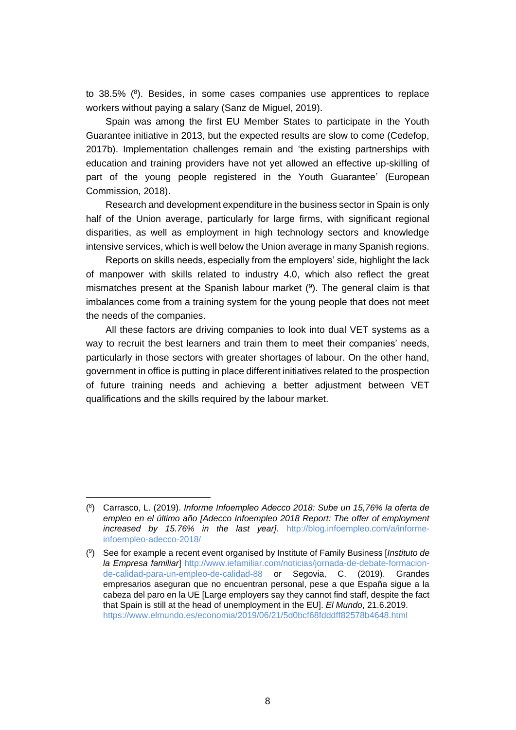to 38.5% ([8]). Besides, in some cases companies use apprentices to replace workers without paying a salary (Sanz de Miguel, 2019).

Spain was among the first EU Member States to participate in the Youth Guarantee initiative in 2013, but the expected results are slow to come (Cedefop, 2017b). Implementation challenges remain and 'the existing partnerships with education and training providers have not yet allowed an effective up-skilling of part of the young people registered in the Youth Guarantee' (European Commission, 2018).

Research and development expenditure in the business sector in Spain is only half of the Union average, particularly for large firms, with significant regional disparities, as well as employment in high technology sectors and knowledge intensive services, which is well below the Union average in many Spanish regions.

Reports on skills needs, especially from the employers' side, highlight the lack of manpower with skills related to industry 4.0, which also reflect the great mismatches present at the Spanish labour market ([9]). The general claim is that imbalances come from a training system for the young people that does not meet the needs of the companies.

All these factors are driving companies to look into dual VET systems as a way to recruit the best learners and train them to meet their companies' needs, particularly in those sectors with greater shortages of labour. On the other hand, government in office is putting in place different initiatives related to the prospection of future training needs and achieving a better adjustment between VET qualifications and the skills required by the labour market.

---

([8]) Carrasco, L. (2019). *Informe Infoempleo Adecco 2018: Sube un 15,76% la oferta de empleo en el último año [Adecco Infoempleo 2018 Report: The offer of employment increased by 15.76% in the last year]*. http://blog.infoempleo.com/a/informe-infoempleo-adecco-2018/

([9]) See for example a recent event organised by Institute of Family Business [*Instituto de la Empresa familiar*] http://www.iefamiliar.com/noticias/jornada-de-debate-formacion-de-calidad-para-un-empleo-de-calidad-88 or Segovia, C. (2019). Grandes empresarios aseguran que no encuentran personal, pese a que España sigue a la cabeza del paro en la UE [Large employers say they cannot find staff, despite the fact that Spain is still at the head of unemployment in the EU]. *El Mundo*, 21.6.2019. https://www.elmundo.es/economia/2019/06/21/5d0bcf68fdddff82578b4648.html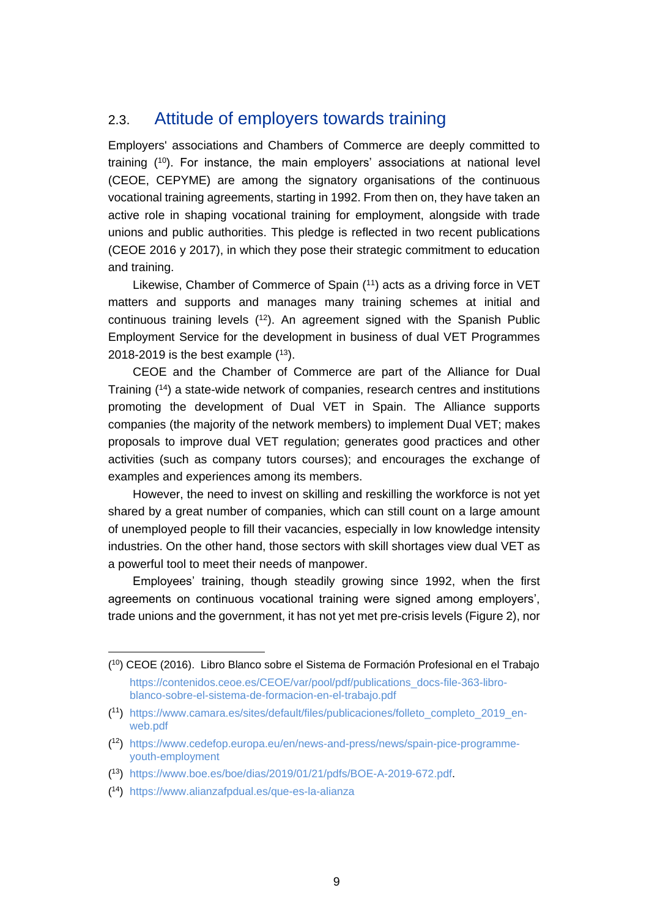## 2.3. Attitude of employers towards training

Employers' associations and Chambers of Commerce are deeply committed to training ([10]). For instance, the main employers' associations at national level (CEOE, CEPYME) are among the signatory organisations of the continuous vocational training agreements, starting in 1992. From then on, they have taken an active role in shaping vocational training for employment, alongside with trade unions and public authorities. This pledge is reflected in two recent publications (CEOE 2016 y 2017), in which they pose their strategic commitment to education and training.

Likewise, Chamber of Commerce of Spain ([11]) acts as a driving force in VET matters and supports and manages many training schemes at initial and continuous training levels ([12]). An agreement signed with the Spanish Public Employment Service for the development in business of dual VET Programmes 2018-2019 is the best example ([13]).

CEOE and the Chamber of Commerce are part of the Alliance for Dual Training ([14]) a state-wide network of companies, research centres and institutions promoting the development of Dual VET in Spain. The Alliance supports companies (the majority of the network members) to implement Dual VET; makes proposals to improve dual VET regulation; generates good practices and other activities (such as company tutors courses); and encourages the exchange of examples and experiences among its members.

However, the need to invest on skilling and reskilling the workforce is not yet shared by a great number of companies, which can still count on a large amount of unemployed people to fill their vacancies, especially in low knowledge intensity industries. On the other hand, those sectors with skill shortages view dual VET as a powerful tool to meet their needs of manpower.

Employees' training, though steadily growing since 1992, when the first agreements on continuous vocational training were signed among employers', trade unions and the government, it has not yet met pre-crisis levels (Figure 2), nor

---

([10]) CEOE (2016). Libro Blanco sobre el Sistema de Formación Profesional en el Trabajo https://contenidos.ceoe.es/CEOE/var/pool/pdf/publications_docs-file-363-libro-blanco-sobre-el-sistema-de-formacion-en-el-trabajo.pdf

([11]) https://www.camara.es/sites/default/files/publicaciones/folleto_completo_2019_en-web.pdf

([12]) https://www.cedefop.europa.eu/en/news-and-press/news/spain-pice-programme-youth-employment

([13]) https://www.boe.es/boe/dias/2019/01/21/pdfs/BOE-A-2019-672.pdf.

([14]) https://www.alianzafpdual.es/que-es-la-alianza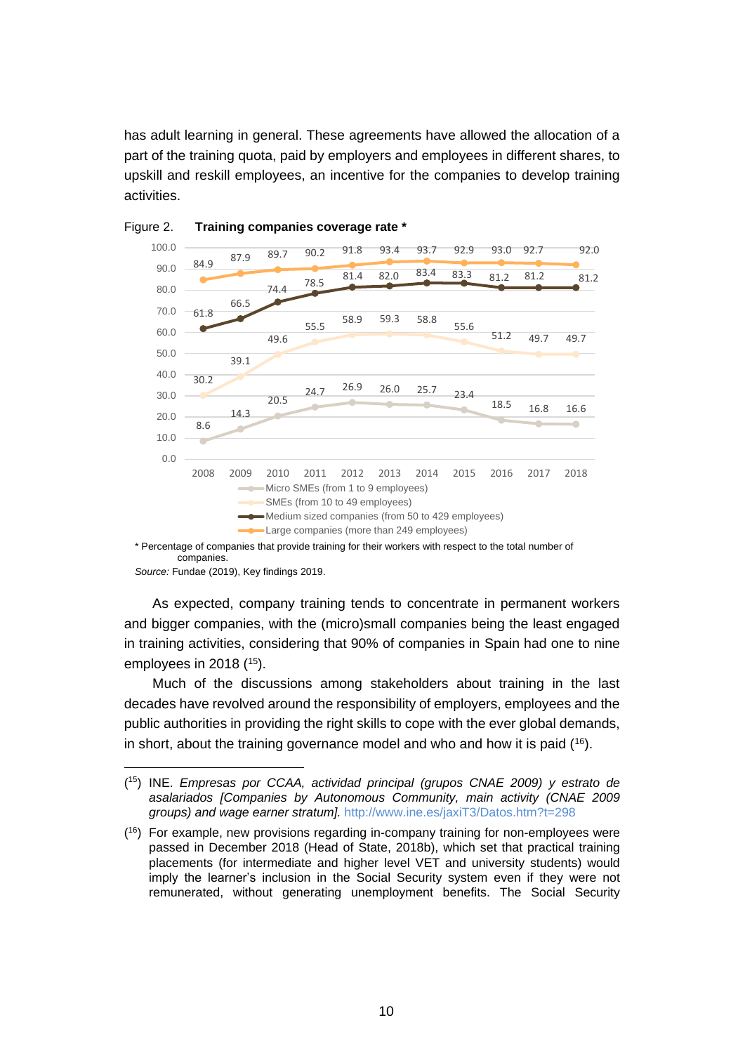has adult learning in general. These agreements have allowed the allocation of a part of the training quota, paid by employers and employees in different shares, to upskill and reskill employees, an incentive for the companies to develop training activities.

Figure 2. **Training companies coverage rate ***

| | 2008 | 2009 | 2010 | 2011 | 2012 | 2013 | 2014 | 2015 | 2016 | 2017 | 2018 |
|---|---|---|---|---|---|---|---|---|---|---|---|
| Micro SMEs (from 1 to 9 employees) | 8.6 | 14.3 | 20.5 | 24.7 | 26.9 | 26.0 | 25.7 | 23.4 | 18.5 | 16.8 | 16.6 |
| SMEs (from 10 to 49 employees) | 30.2 | 39.1 | 49.6 | 55.5 | 58.9 | 59.3 | 58.8 | 55.6 | 51.2 | 49.7 | 49.7 |
| Medium sized companies (from 50 to 429 employees) | 61.8 | 66.5 | 74.4 | 78.5 | 81.4 | 82.0 | 83.4 | 83.3 | 81.2 | 81.2 | 81.2 |
| Large companies (more than 249 employees) | 84.9 | 87.9 | 89.7 | 90.2 | 91.8 | 93.4 | 93.7 | 92.9 | 93.0 | 92.7 | 92.0 |

\* Percentage of companies that provide training for their workers with respect to the total number of companies.

*Source:* Fundae (2019), Key findings 2019.

As expected, company training tends to concentrate in permanent workers and bigger companies, with the (micro)small companies being the least engaged in training activities, considering that 90% of companies in Spain had one to nine employees in 2018 ([15]).

Much of the discussions among stakeholders about training in the last decades have revolved around the responsibility of employers, employees and the public authorities in providing the right skills to cope with the ever global demands, in short, about the training governance model and who and how it is paid ([16]).

---

([15]) INE. *Empresas por CCAA, actividad principal (grupos CNAE 2009) y estrato de asalariados [Companies by Autonomous Community, main activity (CNAE 2009 groups) and wage earner stratum].* http://www.ine.es/jaxiT3/Datos.htm?t=298

([16]) For example, new provisions regarding in-company training for non-employees were passed in December 2018 (Head of State, 2018b), which set that practical training placements (for intermediate and higher level VET and university students) would imply the learner's inclusion in the Social Security system even if they were not remunerated, without generating unemployment benefits. The Social Security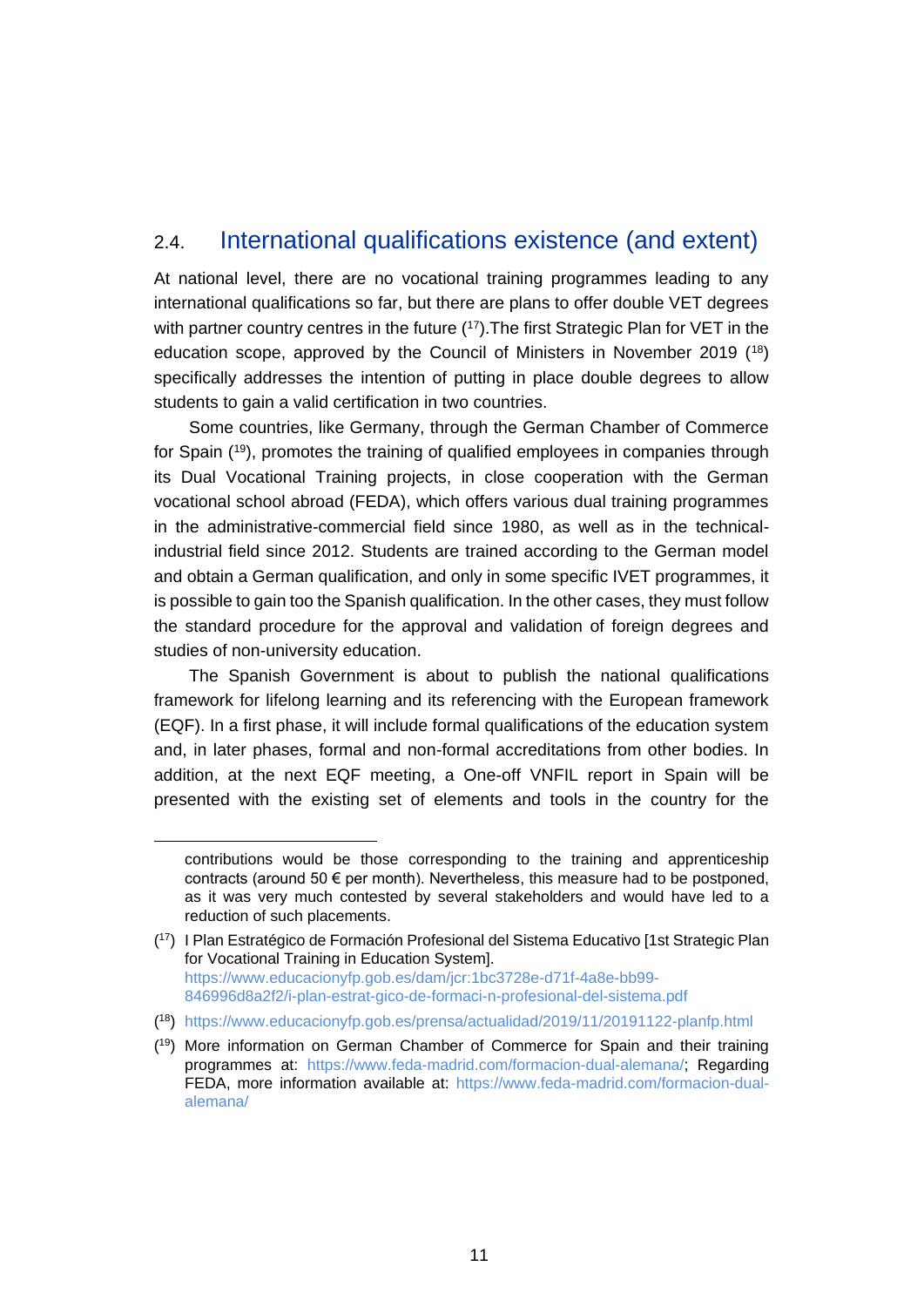## 2.4. International qualifications existence (and extent)

At national level, there are no vocational training programmes leading to any international qualifications so far, but there are plans to offer double VET degrees with partner country centres in the future ([17]).The first Strategic Plan for VET in the education scope, approved by the Council of Ministers in November 2019 ([18]) specifically addresses the intention of putting in place double degrees to allow students to gain a valid certification in two countries.

Some countries, like Germany, through the German Chamber of Commerce for Spain ([19]), promotes the training of qualified employees in companies through its Dual Vocational Training projects, in close cooperation with the German vocational school abroad (FEDA), which offers various dual training programmes in the administrative-commercial field since 1980, as well as in the technical-industrial field since 2012. Students are trained according to the German model and obtain a German qualification, and only in some specific IVET programmes, it is possible to gain too the Spanish qualification. In the other cases, they must follow the standard procedure for the approval and validation of foreign degrees and studies of non-university education.

The Spanish Government is about to publish the national qualifications framework for lifelong learning and its referencing with the European framework (EQF). In a first phase, it will include formal qualifications of the education system and, in later phases, formal and non-formal accreditations from other bodies. In addition, at the next EQF meeting, a One-off VNFIL report in Spain will be presented with the existing set of elements and tools in the country for the

---

contributions would be those corresponding to the training and apprenticeship contracts (around 50 € per month). Nevertheless, this measure had to be postponed, as it was very much contested by several stakeholders and would have led to a reduction of such placements.

([17]) I Plan Estratégico de Formación Profesional del Sistema Educativo [1st Strategic Plan for Vocational Training in Education System]. https://www.educacionyfp.gob.es/dam/jcr:1bc3728e-d71f-4a8e-bb99-846996d8a2f2/i-plan-estrat-gico-de-formaci-n-profesional-del-sistema.pdf

([18]) https://www.educacionyfp.gob.es/prensa/actualidad/2019/11/20191122-planfp.html

([19]) More information on German Chamber of Commerce for Spain and their training programmes at: https://www.feda-madrid.com/formacion-dual-alemana/; Regarding FEDA, more information available at: https://www.feda-madrid.com/formacion-dual-alemana/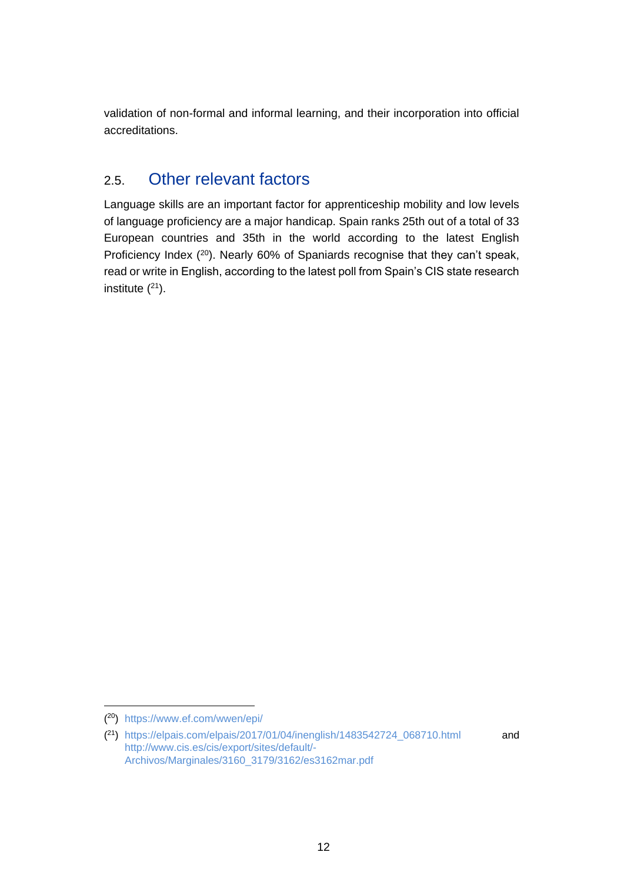validation of non-formal and informal learning, and their incorporation into official accreditations.

## 2.5. Other relevant factors

Language skills are an important factor for apprenticeship mobility and low levels of language proficiency are a major handicap. Spain ranks 25th out of a total of 33 European countries and 35th in the world according to the latest English Proficiency Index ([20]). Nearly 60% of Spaniards recognise that they can't speak, read or write in English, according to the latest poll from Spain's CIS state research institute ([21]).

---

([20]) https://www.ef.com/wwen/epi/

([21]) https://elpais.com/elpais/2017/01/04/inenglish/1483542724_068710.html and http://www.cis.es/cis/export/sites/default/-Archivos/Marginales/3160_3179/3162/es3162mar.pdf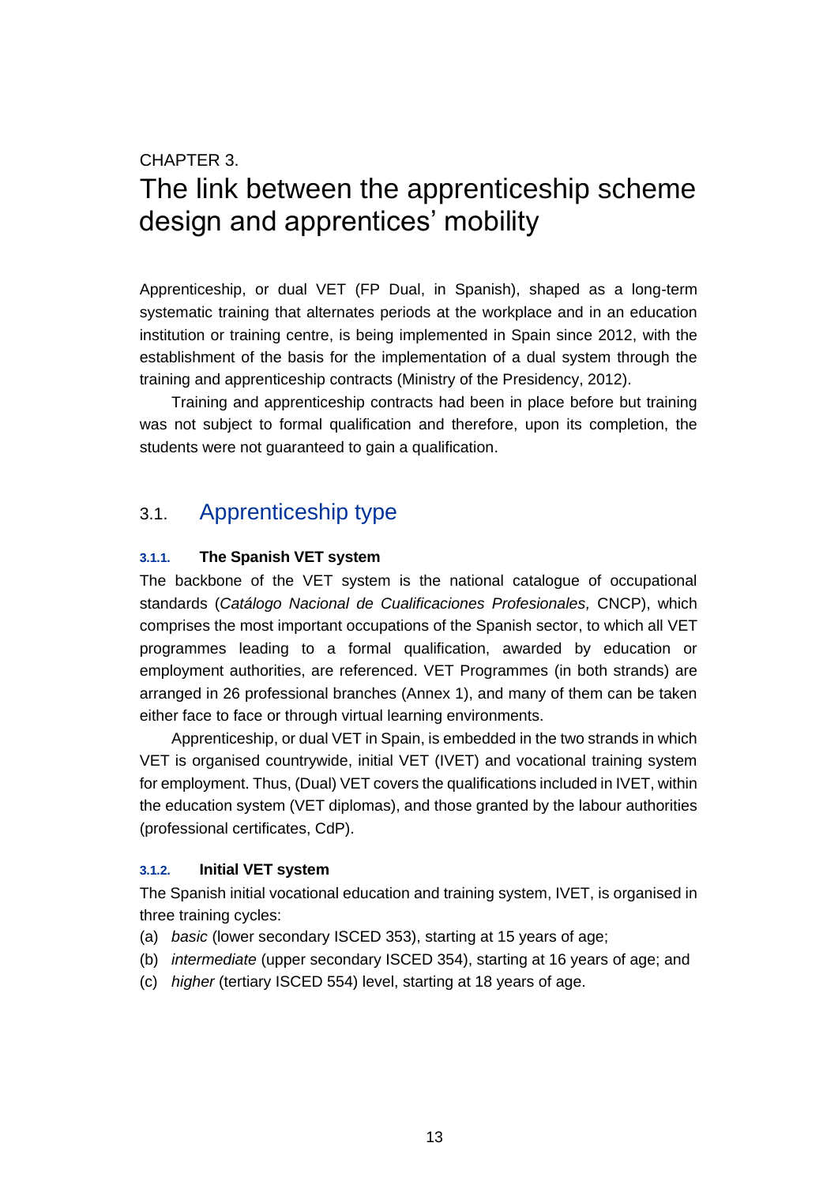CHAPTER 3.

# The link between the apprenticeship scheme design and apprentices' mobility

Apprenticeship, or dual VET (FP Dual, in Spanish), shaped as a long-term systematic training that alternates periods at the workplace and in an education institution or training centre, is being implemented in Spain since 2012, with the establishment of the basis for the implementation of a dual system through the training and apprenticeship contracts (Ministry of the Presidency, 2012).

Training and apprenticeship contracts had been in place before but training was not subject to formal qualification and therefore, upon its completion, the students were not guaranteed to gain a qualification.

## 3.1. Apprenticeship type

### 3.1.1. The Spanish VET system

The backbone of the VET system is the national catalogue of occupational standards (*Catálogo Nacional de Cualificaciones Profesionales,* CNCP), which comprises the most important occupations of the Spanish sector, to which all VET programmes leading to a formal qualification, awarded by education or employment authorities, are referenced. VET Programmes (in both strands) are arranged in 26 professional branches (Annex 1), and many of them can be taken either face to face or through virtual learning environments.

Apprenticeship, or dual VET in Spain, is embedded in the two strands in which VET is organised countrywide, initial VET (IVET) and vocational training system for employment. Thus, (Dual) VET covers the qualifications included in IVET, within the education system (VET diplomas), and those granted by the labour authorities (professional certificates, CdP).

### 3.1.2. Initial VET system

The Spanish initial vocational education and training system, IVET, is organised in three training cycles:

(a) *basic* (lower secondary ISCED 353), starting at 15 years of age;

(b) *intermediate* (upper secondary ISCED 354), starting at 16 years of age; and

(c) *higher* (tertiary ISCED 554) level, starting at 18 years of age.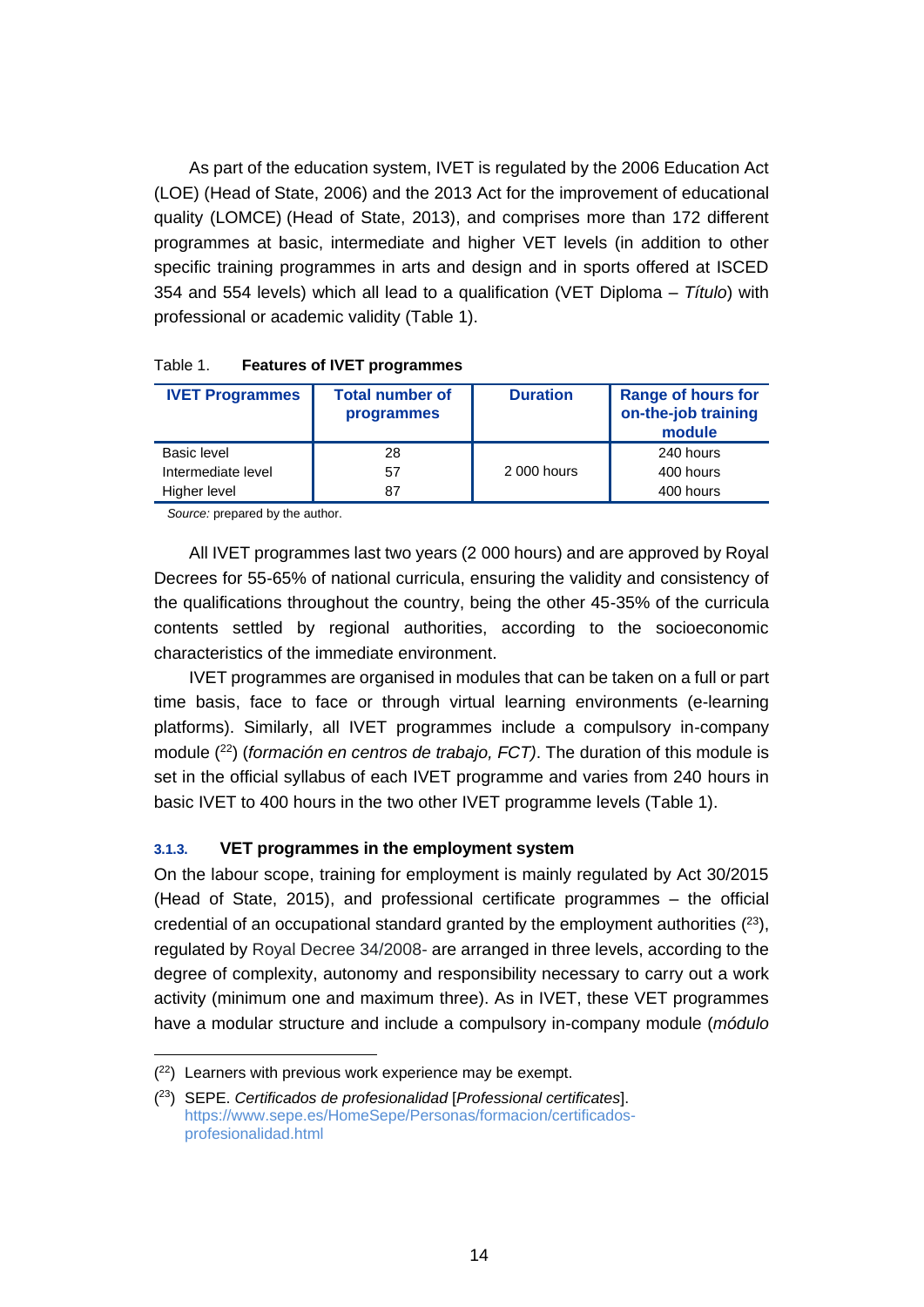As part of the education system, IVET is regulated by the 2006 Education Act (LOE) (Head of State, 2006) and the 2013 Act for the improvement of educational quality (LOMCE) (Head of State, 2013), and comprises more than 172 different programmes at basic, intermediate and higher VET levels (in addition to other specific training programmes in arts and design and in sports offered at ISCED 354 and 554 levels) which all lead to a qualification (VET Diploma – *Título*) with professional or academic validity (Table 1).

Table 1. **Features of IVET programmes**

| IVET Programmes | Total number of programmes | Duration | Range of hours for on-the-job training module |
|---|---|---|---|
| Basic level | 28 | 2 000 hours | 240 hours |
| Intermediate level | 57 | | 400 hours |
| Higher level | 87 | | 400 hours |

*Source:* prepared by the author.

All IVET programmes last two years (2 000 hours) and are approved by Royal Decrees for 55-65% of national curricula, ensuring the validity and consistency of the qualifications throughout the country, being the other 45-35% of the curricula contents settled by regional authorities, according to the socioeconomic characteristics of the immediate environment.

IVET programmes are organised in modules that can be taken on a full or part time basis, face to face or through virtual learning environments (e-learning platforms). Similarly, all IVET programmes include a compulsory in-company module ([22]) (*formación en centros de trabajo, FCT)*. The duration of this module is set in the official syllabus of each IVET programme and varies from 240 hours in basic IVET to 400 hours in the two other IVET programme levels (Table 1).

### 3.1.3. VET programmes in the employment system

On the labour scope, training for employment is mainly regulated by Act 30/2015 (Head of State, 2015), and professional certificate programmes – the official credential of an occupational standard granted by the employment authorities ([23]), regulated by Royal Decree 34/2008- are arranged in three levels, according to the degree of complexity, autonomy and responsibility necessary to carry out a work activity (minimum one and maximum three). As in IVET, these VET programmes have a modular structure and include a compulsory in-company module (*módulo*

---

([22]) Learners with previous work experience may be exempt.

([23]) SEPE. *Certificados de profesionalidad* [*Professional certificates*]. https://www.sepe.es/HomeSepe/Personas/formacion/certificados-profesionalidad.html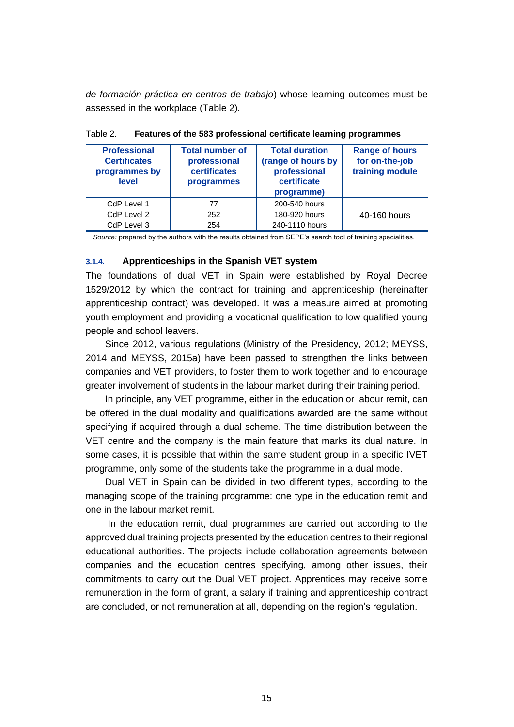*de formación práctica en centros de trabajo*) whose learning outcomes must be assessed in the workplace (Table 2).

Table 2. **Features of the 583 professional certificate learning programmes**

| Professional Certificates programmes by level | Total number of professional certificates programmes | Total duration (range of hours by professional certificate programme) | Range of hours for on-the-job training module |
|---|---|---|---|
| CdP Level 1 | 77 | 200-540 hours | 40-160 hours |
| CdP Level 2 | 252 | 180-920 hours | |
| CdP Level 3 | 254 | 240-1110 hours | |

*Source:* prepared by the authors with the results obtained from SEPE's search tool of training specialities.

### 3.1.4. Apprenticeships in the Spanish VET system

The foundations of dual VET in Spain were established by Royal Decree 1529/2012 by which the contract for training and apprenticeship (hereinafter apprenticeship contract) was developed. It was a measure aimed at promoting youth employment and providing a vocational qualification to low qualified young people and school leavers.

Since 2012, various regulations (Ministry of the Presidency, 2012; MEYSS, 2014 and MEYSS, 2015a) have been passed to strengthen the links between companies and VET providers, to foster them to work together and to encourage greater involvement of students in the labour market during their training period.

In principle, any VET programme, either in the education or labour remit, can be offered in the dual modality and qualifications awarded are the same without specifying if acquired through a dual scheme. The time distribution between the VET centre and the company is the main feature that marks its dual nature. In some cases, it is possible that within the same student group in a specific IVET programme, only some of the students take the programme in a dual mode.

Dual VET in Spain can be divided in two different types, according to the managing scope of the training programme: one type in the education remit and one in the labour market remit.

In the education remit, dual programmes are carried out according to the approved dual training projects presented by the education centres to their regional educational authorities. The projects include collaboration agreements between companies and the education centres specifying, among other issues, their commitments to carry out the Dual VET project. Apprentices may receive some remuneration in the form of grant, a salary if training and apprenticeship contract are concluded, or not remuneration at all, depending on the region's regulation.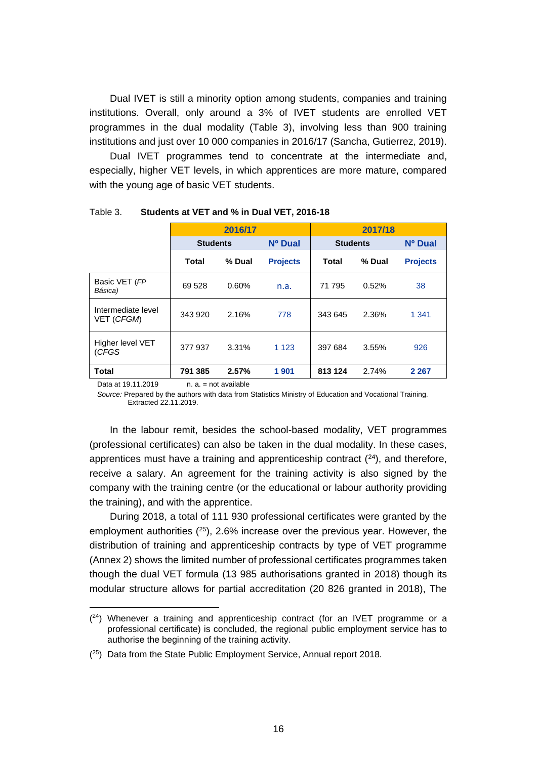Dual IVET is still a minority option among students, companies and training institutions. Overall, only around a 3% of IVET students are enrolled VET programmes in the dual modality (Table 3), involving less than 900 training institutions and just over 10 000 companies in 2016/17 (Sancha, Gutierrez, 2019).

Dual IVET programmes tend to concentrate at the intermediate and, especially, higher VET levels, in which apprentices are more mature, compared with the young age of basic VET students.

Table 3. **Students at VET and % in Dual VET, 2016-18**

| | 2016/17 | | | 2017/18 | | |
|---|---|---|---|---|---|---|
| | Students | | Nº Dual | Students | | Nº Dual |
| | Total | % Dual | Projects | Total | % Dual | Projects |
| Basic VET (*FP Básica)* | 69 528 | 0.60% | n.a. | 71 795 | 0.52% | 38 |
| Intermediate level VET (*CFGM*) | 343 920 | 2.16% | 778 | 343 645 | 2.36% | 1 341 |
| Higher level VET (*CFGS* | 377 937 | 3.31% | 1 123 | 397 684 | 3.55% | 926 |
| **Total** | **791 385** | **2.57%** | **1 901** | **813 124** | 2.74% | **2 267** |

Data at 19.11.2019 n. a. = not available

*Source:* Prepared by the authors with data from Statistics Ministry of Education and Vocational Training. Extracted 22.11.2019.

In the labour remit, besides the school-based modality, VET programmes (professional certificates) can also be taken in the dual modality. In these cases, apprentices must have a training and apprenticeship contract ([24]), and therefore, receive a salary. An agreement for the training activity is also signed by the company with the training centre (or the educational or labour authority providing the training), and with the apprentice.

During 2018, a total of 111 930 professional certificates were granted by the employment authorities ([25]), 2.6% increase over the previous year. However, the distribution of training and apprenticeship contracts by type of VET programme (Annex 2) shows the limited number of professional certificates programmes taken though the dual VET formula (13 985 authorisations granted in 2018) though its modular structure allows for partial accreditation (20 826 granted in 2018), The

([24]) Whenever a training and apprenticeship contract (for an IVET programme or a professional certificate) is concluded, the regional public employment service has to authorise the beginning of the training activity.

([25]) Data from the State Public Employment Service, Annual report 2018.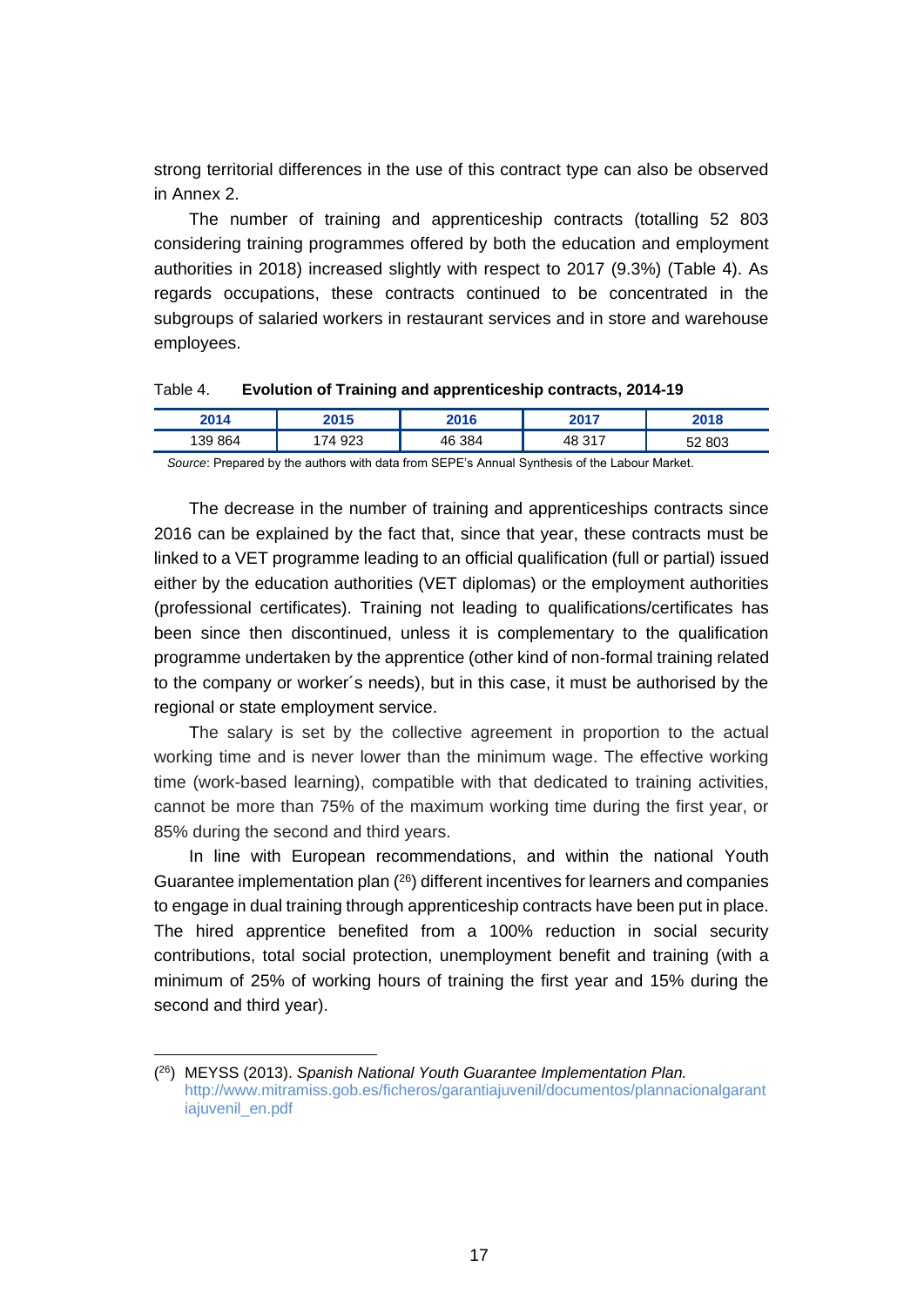strong territorial differences in the use of this contract type can also be observed in Annex 2.

The number of training and apprenticeship contracts (totalling 52 803 considering training programmes offered by both the education and employment authorities in 2018) increased slightly with respect to 2017 (9.3%) (Table 4). As regards occupations, these contracts continued to be concentrated in the subgroups of salaried workers in restaurant services and in store and warehouse employees.

Table 4. **Evolution of Training and apprenticeship contracts, 2014-19**

| 2014 | 2015 | 2016 | 2017 | 2018 |
|---|---|---|---|---|
| 139 864 | 174 923 | 46 384 | 48 317 | 52 803 |

*Source*: Prepared by the authors with data from SEPE's Annual Synthesis of the Labour Market.

The decrease in the number of training and apprenticeships contracts since 2016 can be explained by the fact that, since that year, these contracts must be linked to a VET programme leading to an official qualification (full or partial) issued either by the education authorities (VET diplomas) or the employment authorities (professional certificates). Training not leading to qualifications/certificates has been since then discontinued, unless it is complementary to the qualification programme undertaken by the apprentice (other kind of non-formal training related to the company or worker´s needs), but in this case, it must be authorised by the regional or state employment service.

The salary is set by the collective agreement in proportion to the actual working time and is never lower than the minimum wage. The effective working time (work-based learning), compatible with that dedicated to training activities, cannot be more than 75% of the maximum working time during the first year, or 85% during the second and third years.

In line with European recommendations, and within the national Youth Guarantee implementation plan ([26]) different incentives for learners and companies to engage in dual training through apprenticeship contracts have been put in place. The hired apprentice benefited from a 100% reduction in social security contributions, total social protection, unemployment benefit and training (with a minimum of 25% of working hours of training the first year and 15% during the second and third year).

([26]) MEYSS (2013). *Spanish National Youth Guarantee Implementation Plan.* http://www.mitramiss.gob.es/ficheros/garantiajuvenil/documentos/plannacionalgarantiajuvenil_en.pdf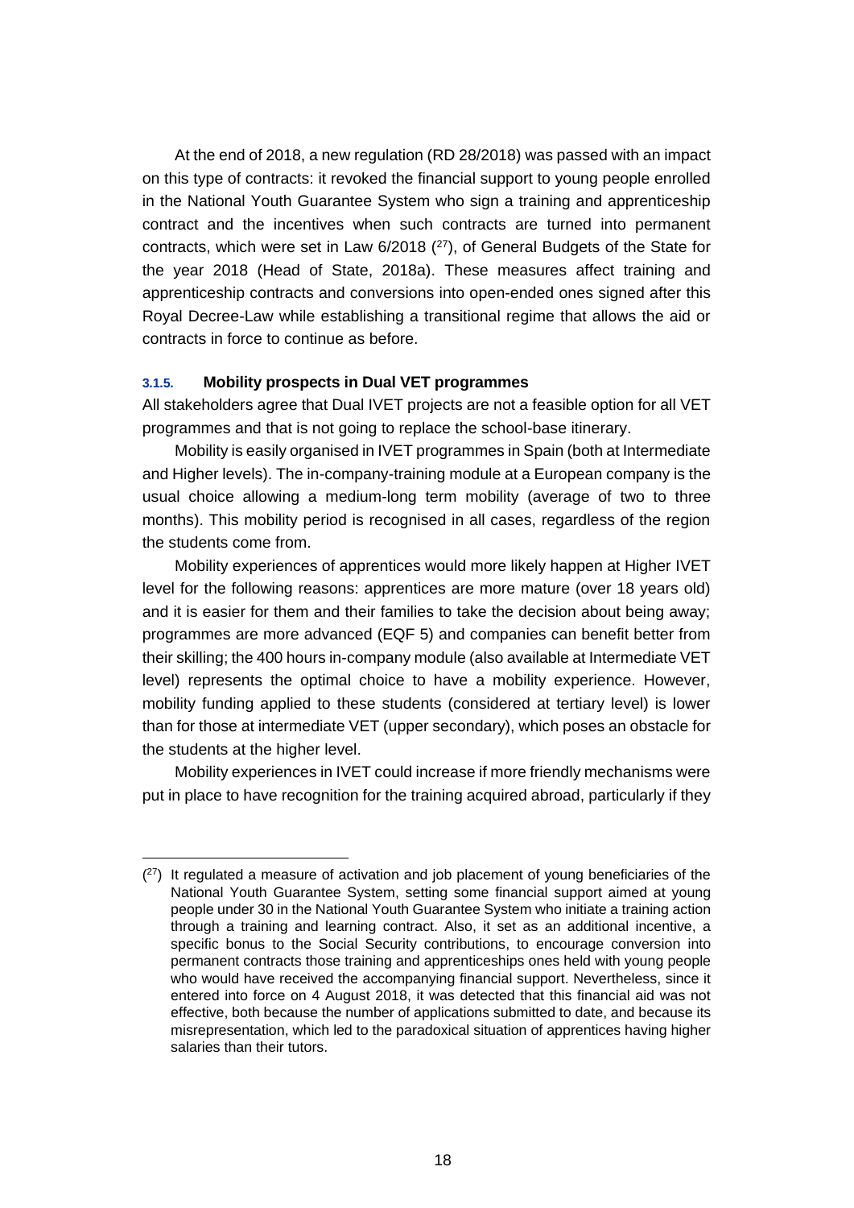At the end of 2018, a new regulation (RD 28/2018) was passed with an impact on this type of contracts: it revoked the financial support to young people enrolled in the National Youth Guarantee System who sign a training and apprenticeship contract and the incentives when such contracts are turned into permanent contracts, which were set in Law 6/2018 ([27]), of General Budgets of the State for the year 2018 (Head of State, 2018a). These measures affect training and apprenticeship contracts and conversions into open-ended ones signed after this Royal Decree-Law while establishing a transitional regime that allows the aid or contracts in force to continue as before.

#### 3.1.5. Mobility prospects in Dual VET programmes

All stakeholders agree that Dual IVET projects are not a feasible option for all VET programmes and that is not going to replace the school-base itinerary.

Mobility is easily organised in IVET programmes in Spain (both at Intermediate and Higher levels). The in-company-training module at a European company is the usual choice allowing a medium-long term mobility (average of two to three months). This mobility period is recognised in all cases, regardless of the region the students come from.

Mobility experiences of apprentices would more likely happen at Higher IVET level for the following reasons: apprentices are more mature (over 18 years old) and it is easier for them and their families to take the decision about being away; programmes are more advanced (EQF 5) and companies can benefit better from their skilling; the 400 hours in-company module (also available at Intermediate VET level) represents the optimal choice to have a mobility experience. However, mobility funding applied to these students (considered at tertiary level) is lower than for those at intermediate VET (upper secondary), which poses an obstacle for the students at the higher level.

Mobility experiences in IVET could increase if more friendly mechanisms were put in place to have recognition for the training acquired abroad, particularly if they

---

([27]) It regulated a measure of activation and job placement of young beneficiaries of the National Youth Guarantee System, setting some financial support aimed at young people under 30 in the National Youth Guarantee System who initiate a training action through a training and learning contract. Also, it set as an additional incentive, a specific bonus to the Social Security contributions, to encourage conversion into permanent contracts those training and apprenticeships ones held with young people who would have received the accompanying financial support. Nevertheless, since it entered into force on 4 August 2018, it was detected that this financial aid was not effective, both because the number of applications submitted to date, and because its misrepresentation, which led to the paradoxical situation of apprentices having higher salaries than their tutors.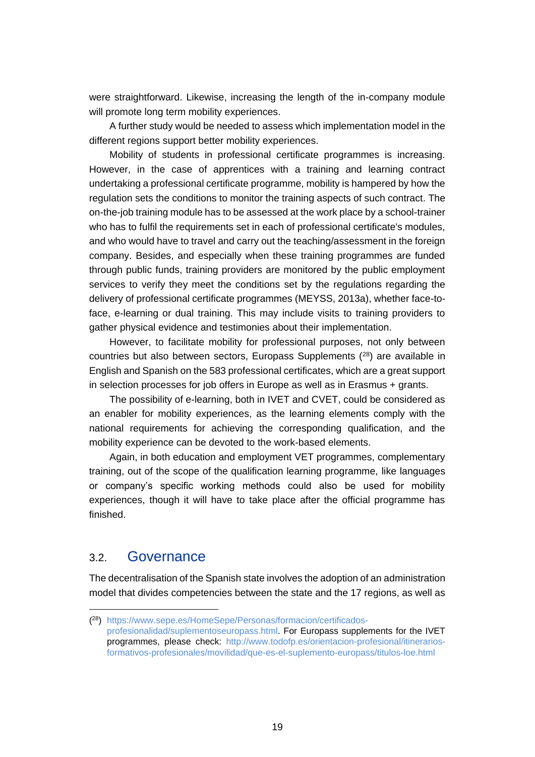were straightforward. Likewise, increasing the length of the in-company module will promote long term mobility experiences.

A further study would be needed to assess which implementation model in the different regions support better mobility experiences.

Mobility of students in professional certificate programmes is increasing. However, in the case of apprentices with a training and learning contract undertaking a professional certificate programme, mobility is hampered by how the regulation sets the conditions to monitor the training aspects of such contract. The on-the-job training module has to be assessed at the work place by a school-trainer who has to fulfil the requirements set in each of professional certificate's modules, and who would have to travel and carry out the teaching/assessment in the foreign company. Besides, and especially when these training programmes are funded through public funds, training providers are monitored by the public employment services to verify they meet the conditions set by the regulations regarding the delivery of professional certificate programmes (MEYSS, 2013a), whether face-to-face, e-learning or dual training. This may include visits to training providers to gather physical evidence and testimonies about their implementation.

However, to facilitate mobility for professional purposes, not only between countries but also between sectors, Europass Supplements ([28]) are available in English and Spanish on the 583 professional certificates, which are a great support in selection processes for job offers in Europe as well as in Erasmus + grants.

The possibility of e-learning, both in IVET and CVET, could be considered as an enabler for mobility experiences, as the learning elements comply with the national requirements for achieving the corresponding qualification, and the mobility experience can be devoted to the work-based elements.

Again, in both education and employment VET programmes, complementary training, out of the scope of the qualification learning programme, like languages or company's specific working methods could also be used for mobility experiences, though it will have to take place after the official programme has finished.

## 3.2. Governance

The decentralisation of the Spanish state involves the adoption of an administration model that divides competencies between the state and the 17 regions, as well as

([28]) https://www.sepe.es/HomeSepe/Personas/formacion/certificados-profesionalidad/suplementoseuropass.html. For Europass supplements for the IVET programmes, please check: http://www.todofp.es/orientacion-profesional/itinerarios-formativos-profesionales/movilidad/que-es-el-suplemento-europass/titulos-loe.html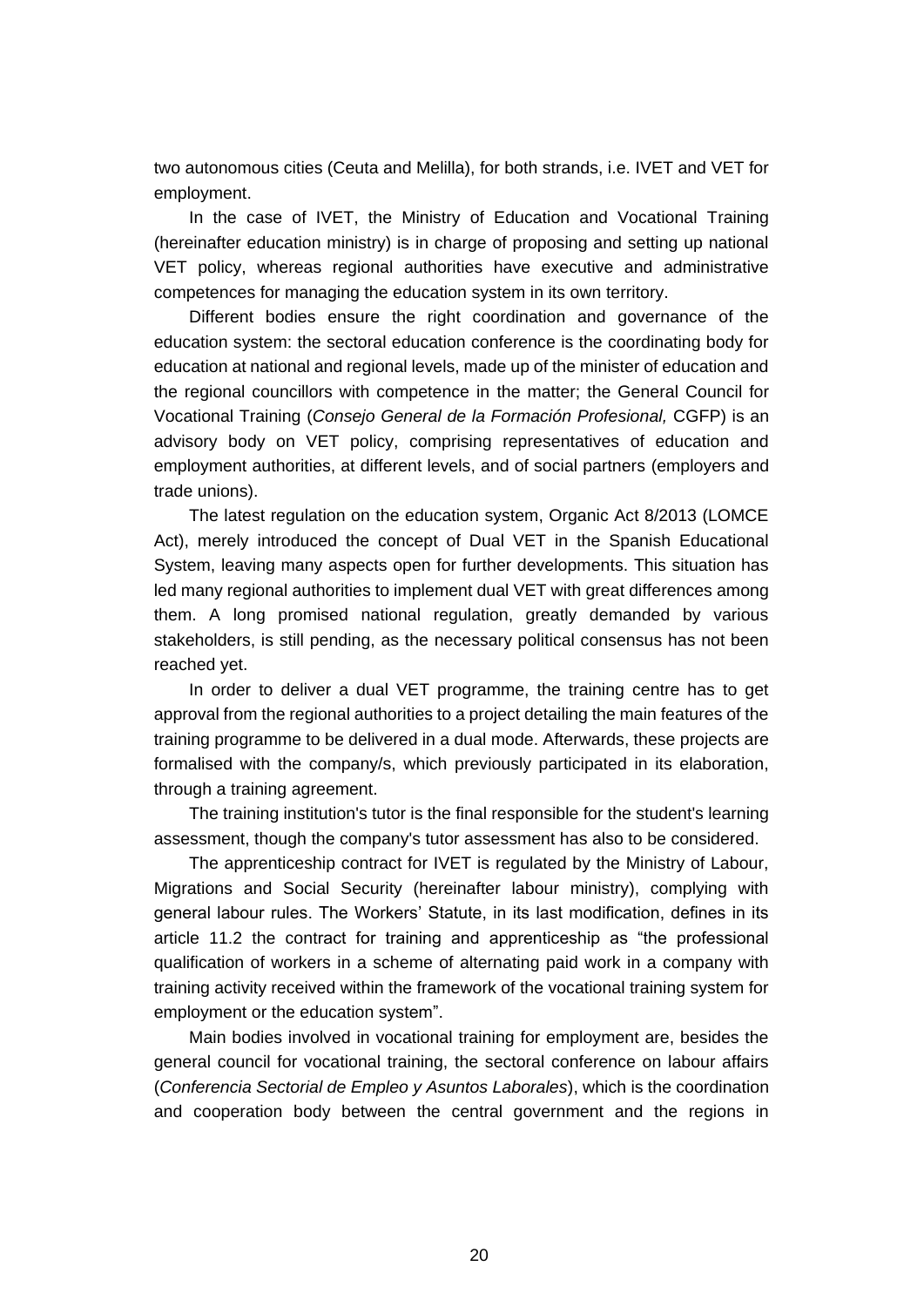two autonomous cities (Ceuta and Melilla), for both strands, i.e. IVET and VET for employment.

In the case of IVET, the Ministry of Education and Vocational Training (hereinafter education ministry) is in charge of proposing and setting up national VET policy, whereas regional authorities have executive and administrative competences for managing the education system in its own territory.

Different bodies ensure the right coordination and governance of the education system: the sectoral education conference is the coordinating body for education at national and regional levels, made up of the minister of education and the regional councillors with competence in the matter; the General Council for Vocational Training (*Consejo General de la Formación Profesional,* CGFP) is an advisory body on VET policy, comprising representatives of education and employment authorities, at different levels, and of social partners (employers and trade unions).

The latest regulation on the education system, Organic Act 8/2013 (LOMCE Act), merely introduced the concept of Dual VET in the Spanish Educational System, leaving many aspects open for further developments. This situation has led many regional authorities to implement dual VET with great differences among them. A long promised national regulation, greatly demanded by various stakeholders, is still pending, as the necessary political consensus has not been reached yet.

In order to deliver a dual VET programme, the training centre has to get approval from the regional authorities to a project detailing the main features of the training programme to be delivered in a dual mode. Afterwards, these projects are formalised with the company/s, which previously participated in its elaboration, through a training agreement.

The training institution's tutor is the final responsible for the student's learning assessment, though the company's tutor assessment has also to be considered.

The apprenticeship contract for IVET is regulated by the Ministry of Labour, Migrations and Social Security (hereinafter labour ministry), complying with general labour rules. The Workers' Statute, in its last modification, defines in its article 11.2 the contract for training and apprenticeship as "the professional qualification of workers in a scheme of alternating paid work in a company with training activity received within the framework of the vocational training system for employment or the education system".

Main bodies involved in vocational training for employment are, besides the general council for vocational training, the sectoral conference on labour affairs (*Conferencia Sectorial de Empleo y Asuntos Laborales*), which is the coordination and cooperation body between the central government and the regions in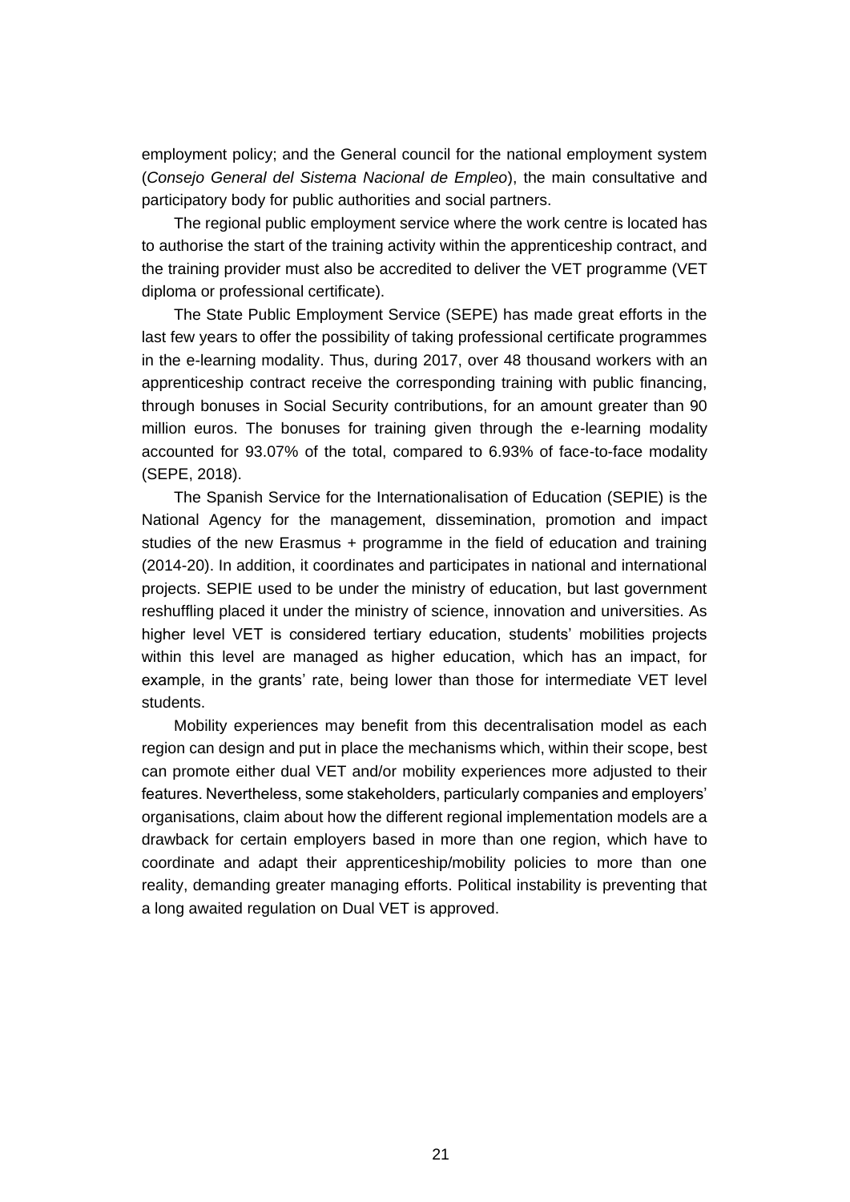employment policy; and the General council for the national employment system (*Consejo General del Sistema Nacional de Empleo*), the main consultative and participatory body for public authorities and social partners.

The regional public employment service where the work centre is located has to authorise the start of the training activity within the apprenticeship contract, and the training provider must also be accredited to deliver the VET programme (VET diploma or professional certificate).

The State Public Employment Service (SEPE) has made great efforts in the last few years to offer the possibility of taking professional certificate programmes in the e-learning modality. Thus, during 2017, over 48 thousand workers with an apprenticeship contract receive the corresponding training with public financing, through bonuses in Social Security contributions, for an amount greater than 90 million euros. The bonuses for training given through the e-learning modality accounted for 93.07% of the total, compared to 6.93% of face-to-face modality (SEPE, 2018).

The Spanish Service for the Internationalisation of Education (SEPIE) is the National Agency for the management, dissemination, promotion and impact studies of the new Erasmus + programme in the field of education and training (2014-20). In addition, it coordinates and participates in national and international projects. SEPIE used to be under the ministry of education, but last government reshuffling placed it under the ministry of science, innovation and universities. As higher level VET is considered tertiary education, students' mobilities projects within this level are managed as higher education, which has an impact, for example, in the grants' rate, being lower than those for intermediate VET level students.

Mobility experiences may benefit from this decentralisation model as each region can design and put in place the mechanisms which, within their scope, best can promote either dual VET and/or mobility experiences more adjusted to their features. Nevertheless, some stakeholders, particularly companies and employers' organisations, claim about how the different regional implementation models are a drawback for certain employers based in more than one region, which have to coordinate and adapt their apprenticeship/mobility policies to more than one reality, demanding greater managing efforts. Political instability is preventing that a long awaited regulation on Dual VET is approved.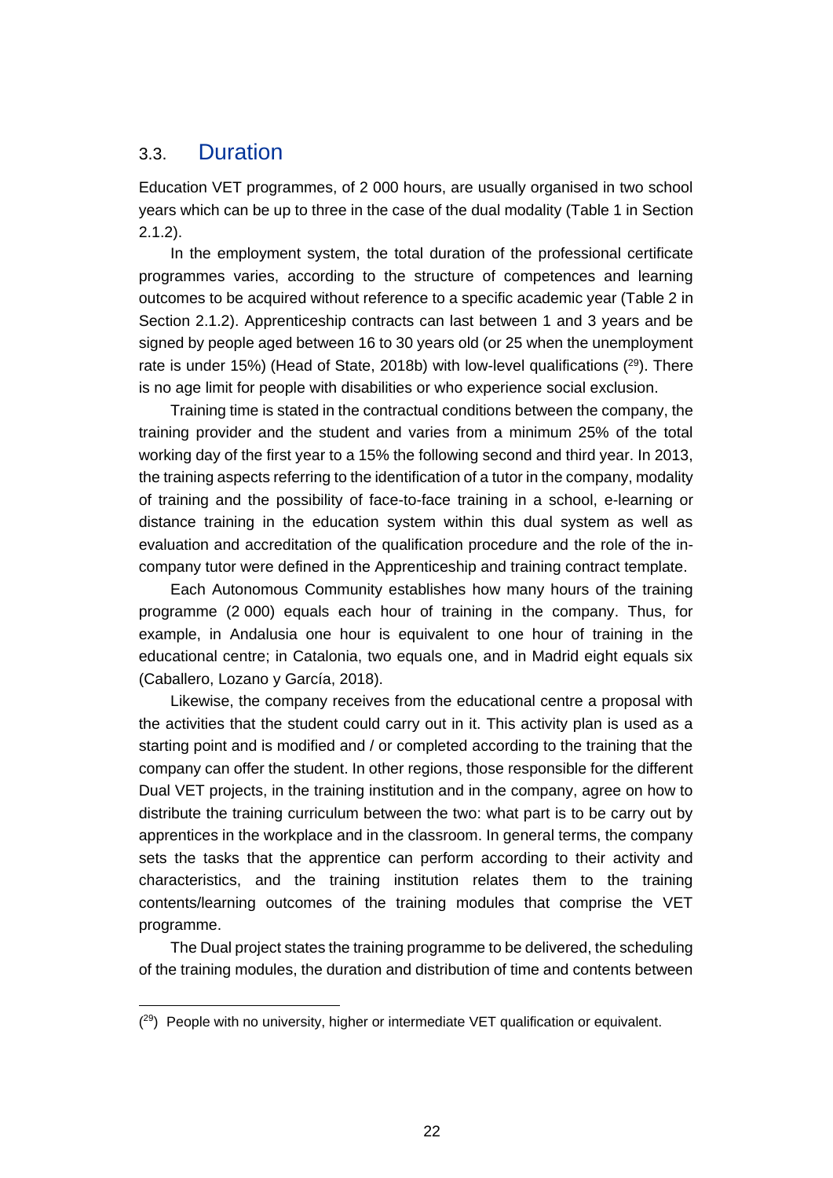## 3.3. Duration

Education VET programmes, of 2 000 hours, are usually organised in two school years which can be up to three in the case of the dual modality (Table 1 in Section 2.1.2).

In the employment system, the total duration of the professional certificate programmes varies, according to the structure of competences and learning outcomes to be acquired without reference to a specific academic year (Table 2 in Section 2.1.2). Apprenticeship contracts can last between 1 and 3 years and be signed by people aged between 16 to 30 years old (or 25 when the unemployment rate is under 15%) (Head of State, 2018b) with low-level qualifications ([29]). There is no age limit for people with disabilities or who experience social exclusion.

Training time is stated in the contractual conditions between the company, the training provider and the student and varies from a minimum 25% of the total working day of the first year to a 15% the following second and third year. In 2013, the training aspects referring to the identification of a tutor in the company, modality of training and the possibility of face-to-face training in a school, e-learning or distance training in the education system within this dual system as well as evaluation and accreditation of the qualification procedure and the role of the in-company tutor were defined in the Apprenticeship and training contract template.

Each Autonomous Community establishes how many hours of the training programme (2 000) equals each hour of training in the company. Thus, for example, in Andalusia one hour is equivalent to one hour of training in the educational centre; in Catalonia, two equals one, and in Madrid eight equals six (Caballero, Lozano y García, 2018).

Likewise, the company receives from the educational centre a proposal with the activities that the student could carry out in it. This activity plan is used as a starting point and is modified and / or completed according to the training that the company can offer the student. In other regions, those responsible for the different Dual VET projects, in the training institution and in the company, agree on how to distribute the training curriculum between the two: what part is to be carry out by apprentices in the workplace and in the classroom. In general terms, the company sets the tasks that the apprentice can perform according to their activity and characteristics, and the training institution relates them to the training contents/learning outcomes of the training modules that comprise the VET programme.

The Dual project states the training programme to be delivered, the scheduling of the training modules, the duration and distribution of time and contents between

([29]) People with no university, higher or intermediate VET qualification or equivalent.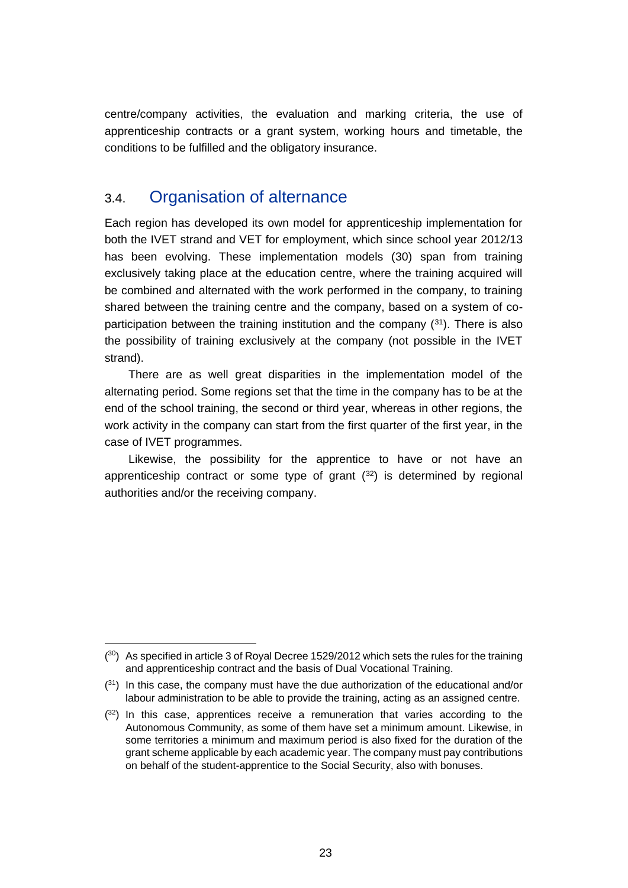centre/company activities, the evaluation and marking criteria, the use of apprenticeship contracts or a grant system, working hours and timetable, the conditions to be fulfilled and the obligatory insurance.

## 3.4. Organisation of alternance

Each region has developed its own model for apprenticeship implementation for both the IVET strand and VET for employment, which since school year 2012/13 has been evolving. These implementation models (30) span from training exclusively taking place at the education centre, where the training acquired will be combined and alternated with the work performed in the company, to training shared between the training centre and the company, based on a system of co-participation between the training institution and the company ([31]). There is also the possibility of training exclusively at the company (not possible in the IVET strand).

There are as well great disparities in the implementation model of the alternating period. Some regions set that the time in the company has to be at the end of the school training, the second or third year, whereas in other regions, the work activity in the company can start from the first quarter of the first year, in the case of IVET programmes.

Likewise, the possibility for the apprentice to have or not have an apprenticeship contract or some type of grant ([32]) is determined by regional authorities and/or the receiving company.

---

([30]) As specified in article 3 of Royal Decree 1529/2012 which sets the rules for the training and apprenticeship contract and the basis of Dual Vocational Training.

([31]) In this case, the company must have the due authorization of the educational and/or labour administration to be able to provide the training, acting as an assigned centre.

([32]) In this case, apprentices receive a remuneration that varies according to the Autonomous Community, as some of them have set a minimum amount. Likewise, in some territories a minimum and maximum period is also fixed for the duration of the grant scheme applicable by each academic year. The company must pay contributions on behalf of the student-apprentice to the Social Security, also with bonuses.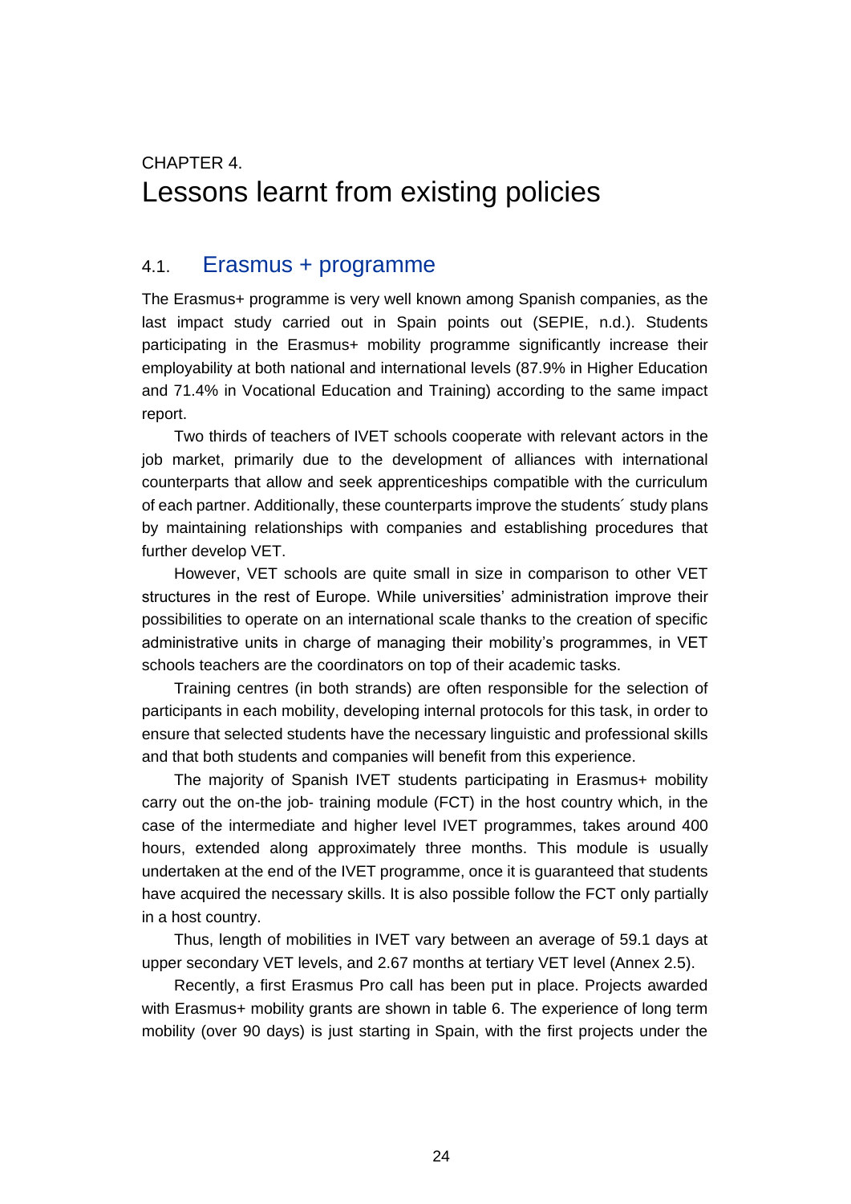CHAPTER 4.

# Lessons learnt from existing policies

## 4.1. Erasmus + programme

The Erasmus+ programme is very well known among Spanish companies, as the last impact study carried out in Spain points out (SEPIE, n.d.). Students participating in the Erasmus+ mobility programme significantly increase their employability at both national and international levels (87.9% in Higher Education and 71.4% in Vocational Education and Training) according to the same impact report.

Two thirds of teachers of IVET schools cooperate with relevant actors in the job market, primarily due to the development of alliances with international counterparts that allow and seek apprenticeships compatible with the curriculum of each partner. Additionally, these counterparts improve the students´ study plans by maintaining relationships with companies and establishing procedures that further develop VET.

However, VET schools are quite small in size in comparison to other VET structures in the rest of Europe. While universities' administration improve their possibilities to operate on an international scale thanks to the creation of specific administrative units in charge of managing their mobility's programmes, in VET schools teachers are the coordinators on top of their academic tasks.

Training centres (in both strands) are often responsible for the selection of participants in each mobility, developing internal protocols for this task, in order to ensure that selected students have the necessary linguistic and professional skills and that both students and companies will benefit from this experience.

The majority of Spanish IVET students participating in Erasmus+ mobility carry out the on-the job- training module (FCT) in the host country which, in the case of the intermediate and higher level IVET programmes, takes around 400 hours, extended along approximately three months. This module is usually undertaken at the end of the IVET programme, once it is guaranteed that students have acquired the necessary skills. It is also possible follow the FCT only partially in a host country.

Thus, length of mobilities in IVET vary between an average of 59.1 days at upper secondary VET levels, and 2.67 months at tertiary VET level (Annex 2.5).

Recently, a first Erasmus Pro call has been put in place. Projects awarded with Erasmus+ mobility grants are shown in table 6. The experience of long term mobility (over 90 days) is just starting in Spain, with the first projects under the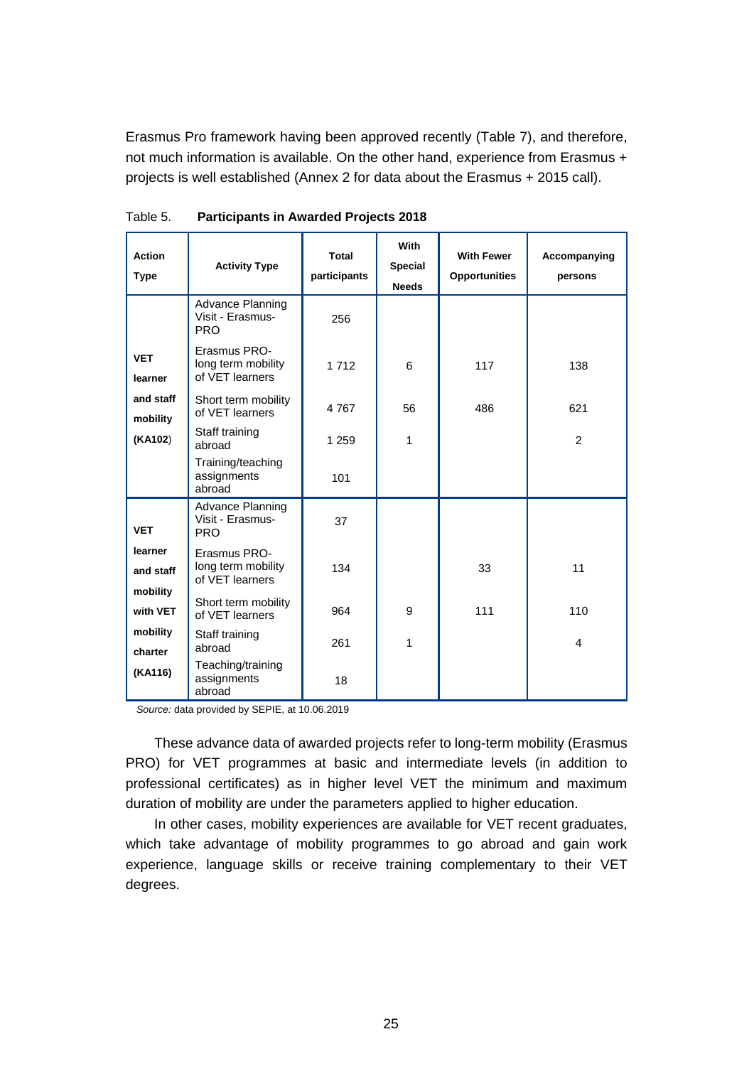Erasmus Pro framework having been approved recently (Table 7), and therefore, not much information is available. On the other hand, experience from Erasmus + projects is well established (Annex 2 for data about the Erasmus + 2015 call).

Table 5. **Participants in Awarded Projects 2018**

| Action Type | Activity Type | Total participants | With Special Needs | With Fewer Opportunities | Accompanying persons |
|---|---|---|---|---|---|
| **VET learner and staff mobility (KA102)** | Advance Planning Visit - Erasmus-PRO | 256 | | | |
| | Erasmus PRO-long term mobility of VET learners | 1 712 | 6 | 117 | 138 |
| | Short term mobility of VET learners | 4 767 | 56 | 486 | 621 |
| | Staff training abroad | 1 259 | 1 | | 2 |
| | Training/teaching assignments abroad | 101 | | | |
| **VET learner and staff mobility with VET mobility charter (KA116)** | Advance Planning Visit - Erasmus-PRO | 37 | | | |
| | Erasmus PRO-long term mobility of VET learners | 134 | | 33 | 11 |
| | Short term mobility of VET learners | 964 | 9 | 111 | 110 |
| | Staff training abroad | 261 | 1 | | 4 |
| | Teaching/training assignments abroad | 18 | | | |

*Source:* data provided by SEPIE, at 10.06.2019

These advance data of awarded projects refer to long-term mobility (Erasmus PRO) for VET programmes at basic and intermediate levels (in addition to professional certificates) as in higher level VET the minimum and maximum duration of mobility are under the parameters applied to higher education.

In other cases, mobility experiences are available for VET recent graduates, which take advantage of mobility programmes to go abroad and gain work experience, language skills or receive training complementary to their VET degrees.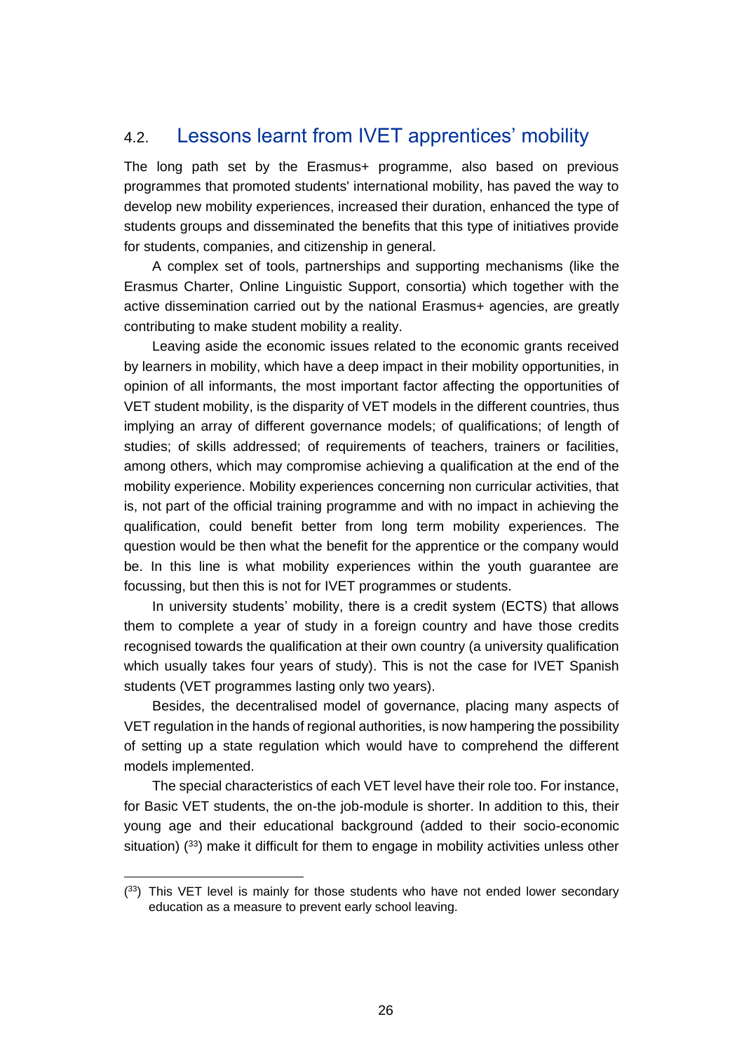## 4.2. Lessons learnt from IVET apprentices' mobility

The long path set by the Erasmus+ programme, also based on previous programmes that promoted students' international mobility, has paved the way to develop new mobility experiences, increased their duration, enhanced the type of students groups and disseminated the benefits that this type of initiatives provide for students, companies, and citizenship in general.

A complex set of tools, partnerships and supporting mechanisms (like the Erasmus Charter, Online Linguistic Support, consortia) which together with the active dissemination carried out by the national Erasmus+ agencies, are greatly contributing to make student mobility a reality.

Leaving aside the economic issues related to the economic grants received by learners in mobility, which have a deep impact in their mobility opportunities, in opinion of all informants, the most important factor affecting the opportunities of VET student mobility, is the disparity of VET models in the different countries, thus implying an array of different governance models; of qualifications; of length of studies; of skills addressed; of requirements of teachers, trainers or facilities, among others, which may compromise achieving a qualification at the end of the mobility experience. Mobility experiences concerning non curricular activities, that is, not part of the official training programme and with no impact in achieving the qualification, could benefit better from long term mobility experiences. The question would be then what the benefit for the apprentice or the company would be. In this line is what mobility experiences within the youth guarantee are focussing, but then this is not for IVET programmes or students.

In university students' mobility, there is a credit system (ECTS) that allows them to complete a year of study in a foreign country and have those credits recognised towards the qualification at their own country (a university qualification which usually takes four years of study). This is not the case for IVET Spanish students (VET programmes lasting only two years).

Besides, the decentralised model of governance, placing many aspects of VET regulation in the hands of regional authorities, is now hampering the possibility of setting up a state regulation which would have to comprehend the different models implemented.

The special characteristics of each VET level have their role too. For instance, for Basic VET students, the on-the job-module is shorter. In addition to this, their young age and their educational background (added to their socio-economic situation) ([33]) make it difficult for them to engage in mobility activities unless other

([33]) This VET level is mainly for those students who have not ended lower secondary education as a measure to prevent early school leaving.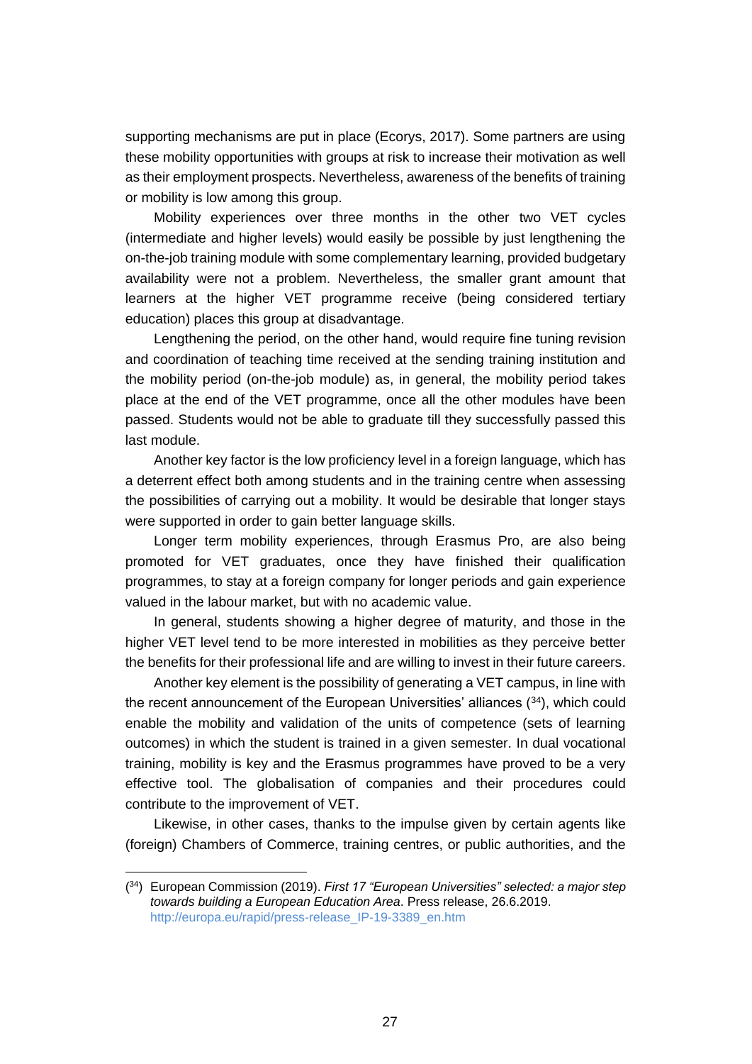supporting mechanisms are put in place (Ecorys, 2017). Some partners are using these mobility opportunities with groups at risk to increase their motivation as well as their employment prospects. Nevertheless, awareness of the benefits of training or mobility is low among this group.

Mobility experiences over three months in the other two VET cycles (intermediate and higher levels) would easily be possible by just lengthening the on-the-job training module with some complementary learning, provided budgetary availability were not a problem. Nevertheless, the smaller grant amount that learners at the higher VET programme receive (being considered tertiary education) places this group at disadvantage.

Lengthening the period, on the other hand, would require fine tuning revision and coordination of teaching time received at the sending training institution and the mobility period (on-the-job module) as, in general, the mobility period takes place at the end of the VET programme, once all the other modules have been passed. Students would not be able to graduate till they successfully passed this last module.

Another key factor is the low proficiency level in a foreign language, which has a deterrent effect both among students and in the training centre when assessing the possibilities of carrying out a mobility. It would be desirable that longer stays were supported in order to gain better language skills.

Longer term mobility experiences, through Erasmus Pro, are also being promoted for VET graduates, once they have finished their qualification programmes, to stay at a foreign company for longer periods and gain experience valued in the labour market, but with no academic value.

In general, students showing a higher degree of maturity, and those in the higher VET level tend to be more interested in mobilities as they perceive better the benefits for their professional life and are willing to invest in their future careers.

Another key element is the possibility of generating a VET campus, in line with the recent announcement of the European Universities' alliances ([34]), which could enable the mobility and validation of the units of competence (sets of learning outcomes) in which the student is trained in a given semester. In dual vocational training, mobility is key and the Erasmus programmes have proved to be a very effective tool. The globalisation of companies and their procedures could contribute to the improvement of VET.

Likewise, in other cases, thanks to the impulse given by certain agents like (foreign) Chambers of Commerce, training centres, or public authorities, and the

---

([34]) European Commission (2019). *First 17 "European Universities" selected: a major step towards building a European Education Area*. Press release, 26.6.2019. http://europa.eu/rapid/press-release_IP-19-3389_en.htm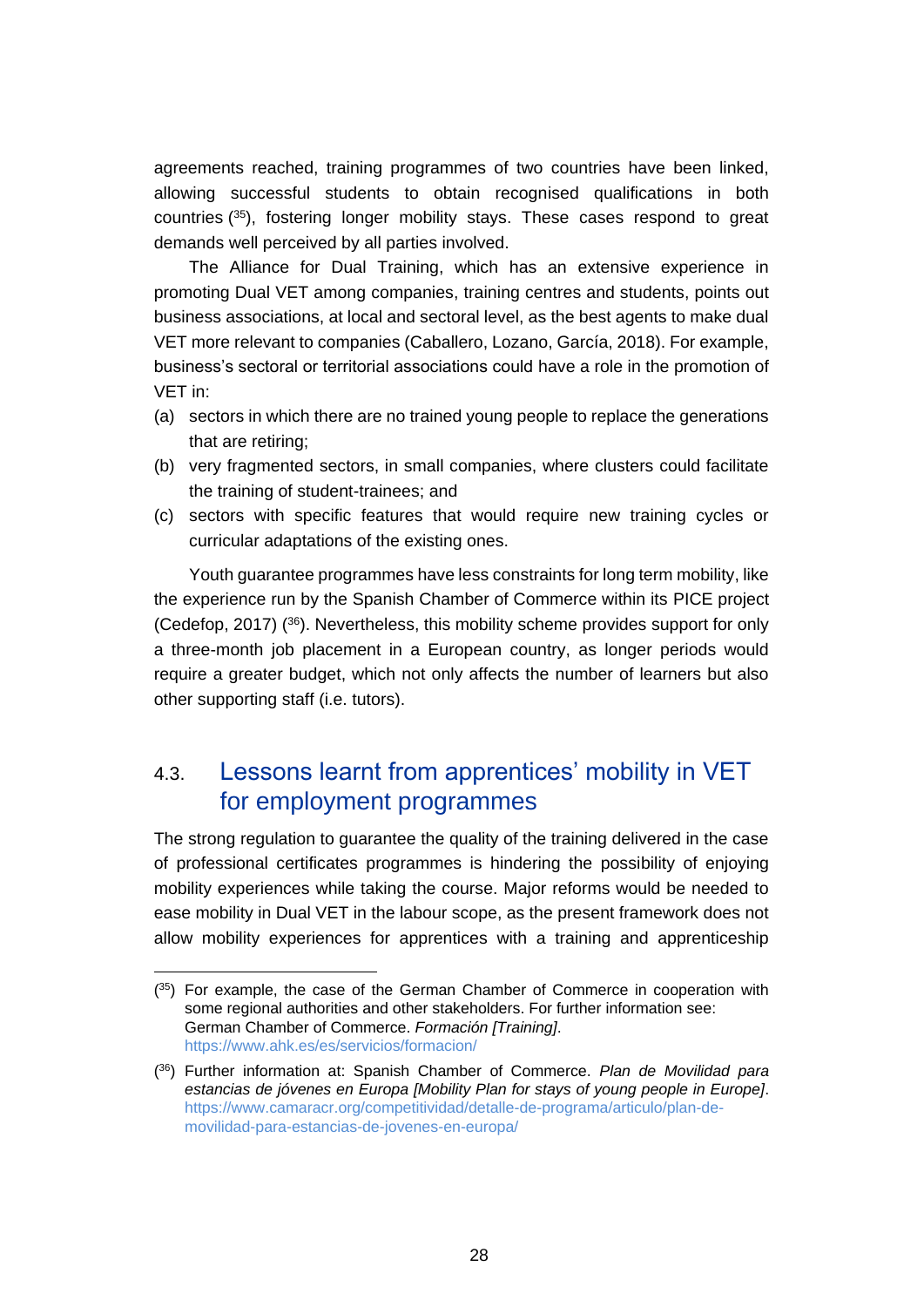agreements reached, training programmes of two countries have been linked, allowing successful students to obtain recognised qualifications in both countries ([35]), fostering longer mobility stays. These cases respond to great demands well perceived by all parties involved.

The Alliance for Dual Training, which has an extensive experience in promoting Dual VET among companies, training centres and students, points out business associations, at local and sectoral level, as the best agents to make dual VET more relevant to companies (Caballero, Lozano, García, 2018). For example, business's sectoral or territorial associations could have a role in the promotion of VET in:

(a) sectors in which there are no trained young people to replace the generations that are retiring;
(b) very fragmented sectors, in small companies, where clusters could facilitate the training of student-trainees; and
(c) sectors with specific features that would require new training cycles or curricular adaptations of the existing ones.

Youth guarantee programmes have less constraints for long term mobility, like the experience run by the Spanish Chamber of Commerce within its PICE project (Cedefop, 2017) ([36]). Nevertheless, this mobility scheme provides support for only a three-month job placement in a European country, as longer periods would require a greater budget, which not only affects the number of learners but also other supporting staff (i.e. tutors).

## 4.3. Lessons learnt from apprentices' mobility in VET for employment programmes

The strong regulation to guarantee the quality of the training delivered in the case of professional certificates programmes is hindering the possibility of enjoying mobility experiences while taking the course. Major reforms would be needed to ease mobility in Dual VET in the labour scope, as the present framework does not allow mobility experiences for apprentices with a training and apprenticeship

---

([35]) For example, the case of the German Chamber of Commerce in cooperation with some regional authorities and other stakeholders. For further information see: German Chamber of Commerce. *Formación [Training]*. https://www.ahk.es/es/servicios/formacion/

([36]) Further information at: Spanish Chamber of Commerce. *Plan de Movilidad para estancias de jóvenes en Europa [Mobility Plan for stays of young people in Europe]*. https://www.camaracr.org/competitividad/detalle-de-programa/articulo/plan-de-movilidad-para-estancias-de-jovenes-en-europa/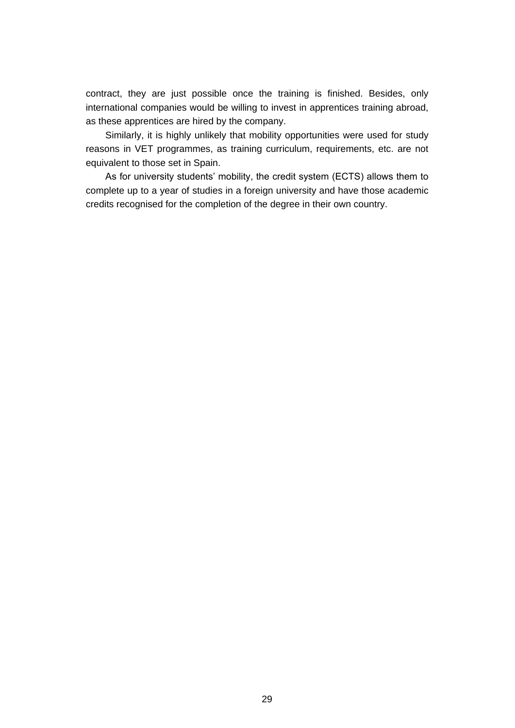contract, they are just possible once the training is finished. Besides, only international companies would be willing to invest in apprentices training abroad, as these apprentices are hired by the company.

Similarly, it is highly unlikely that mobility opportunities were used for study reasons in VET programmes, as training curriculum, requirements, etc. are not equivalent to those set in Spain.

As for university students' mobility, the credit system (ECTS) allows them to complete up to a year of studies in a foreign university and have those academic credits recognised for the completion of the degree in their own country.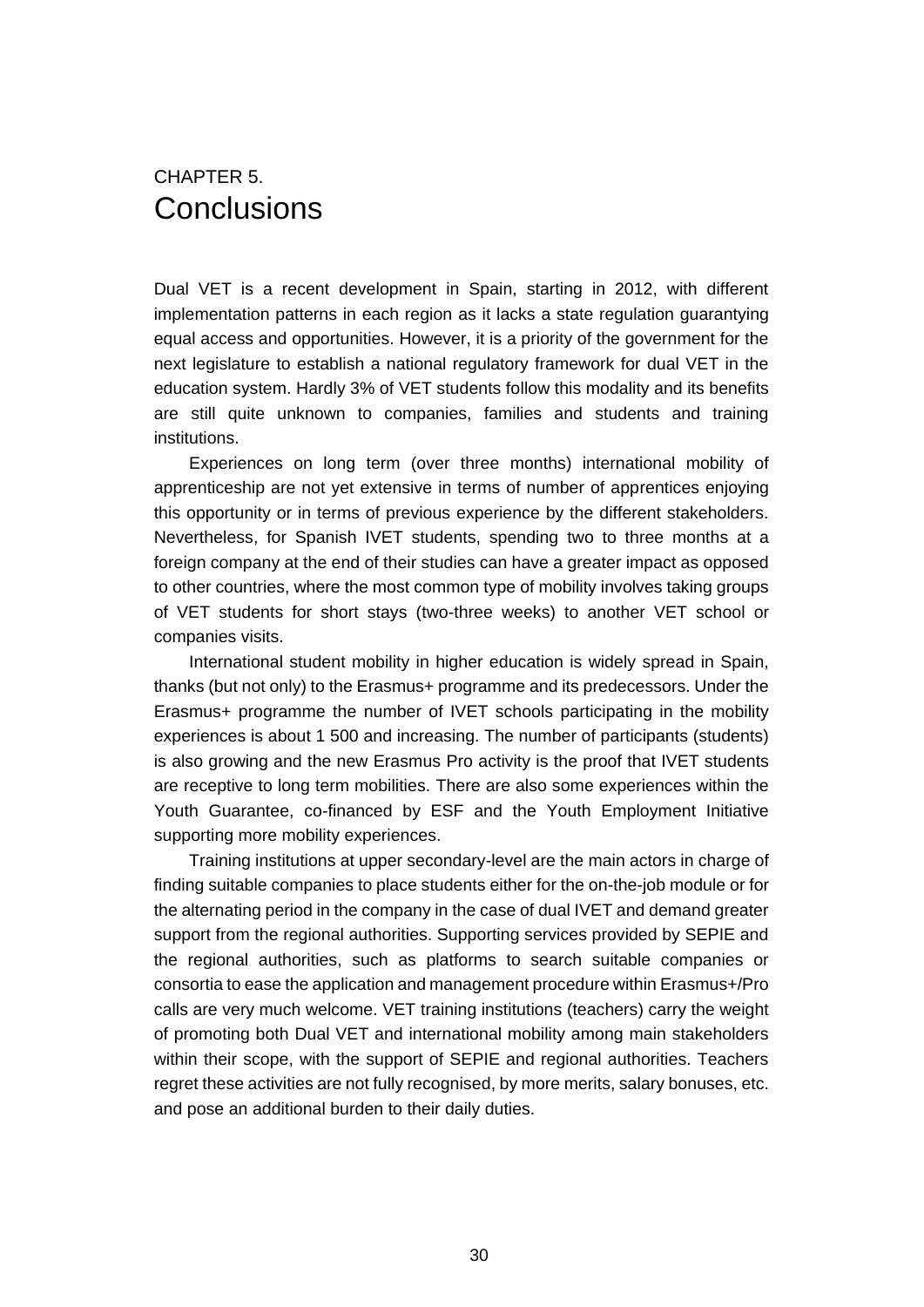CHAPTER 5.

# Conclusions

Dual VET is a recent development in Spain, starting in 2012, with different implementation patterns in each region as it lacks a state regulation guarantying equal access and opportunities. However, it is a priority of the government for the next legislature to establish a national regulatory framework for dual VET in the education system. Hardly 3% of VET students follow this modality and its benefits are still quite unknown to companies, families and students and training institutions.

Experiences on long term (over three months) international mobility of apprenticeship are not yet extensive in terms of number of apprentices enjoying this opportunity or in terms of previous experience by the different stakeholders. Nevertheless, for Spanish IVET students, spending two to three months at a foreign company at the end of their studies can have a greater impact as opposed to other countries, where the most common type of mobility involves taking groups of VET students for short stays (two-three weeks) to another VET school or companies visits.

International student mobility in higher education is widely spread in Spain, thanks (but not only) to the Erasmus+ programme and its predecessors. Under the Erasmus+ programme the number of IVET schools participating in the mobility experiences is about 1 500 and increasing. The number of participants (students) is also growing and the new Erasmus Pro activity is the proof that IVET students are receptive to long term mobilities. There are also some experiences within the Youth Guarantee, co-financed by ESF and the Youth Employment Initiative supporting more mobility experiences.

Training institutions at upper secondary-level are the main actors in charge of finding suitable companies to place students either for the on-the-job module or for the alternating period in the company in the case of dual IVET and demand greater support from the regional authorities. Supporting services provided by SEPIE and the regional authorities, such as platforms to search suitable companies or consortia to ease the application and management procedure within Erasmus+/Pro calls are very much welcome. VET training institutions (teachers) carry the weight of promoting both Dual VET and international mobility among main stakeholders within their scope, with the support of SEPIE and regional authorities. Teachers regret these activities are not fully recognised, by more merits, salary bonuses, etc. and pose an additional burden to their daily duties.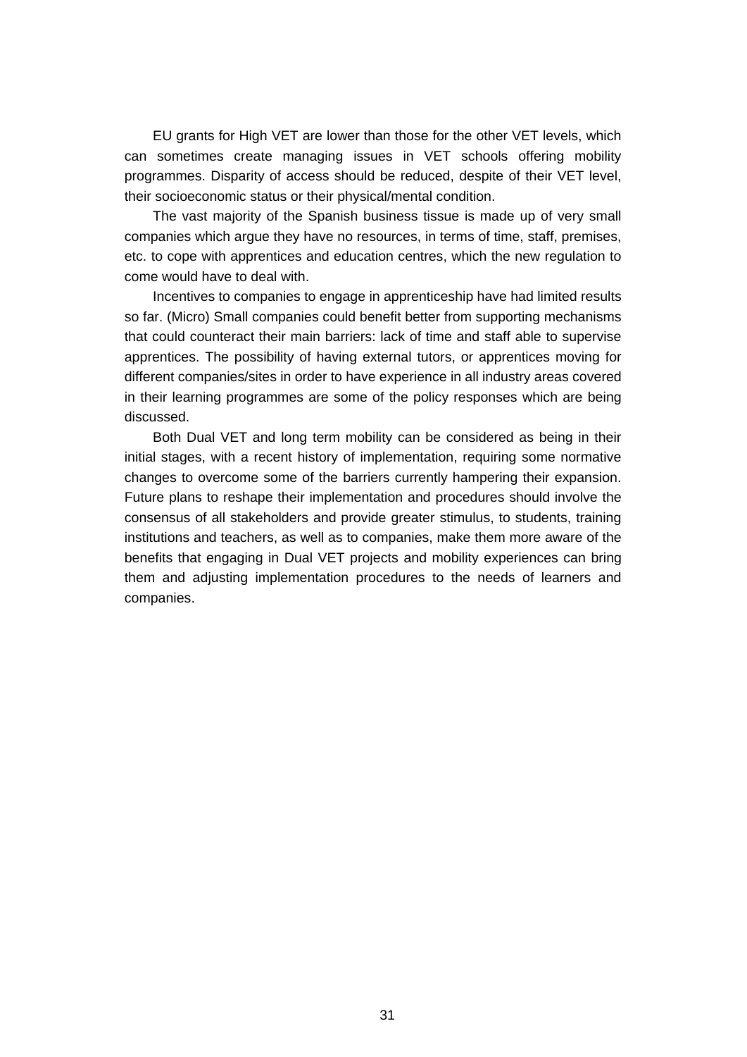EU grants for High VET are lower than those for the other VET levels, which can sometimes create managing issues in VET schools offering mobility programmes. Disparity of access should be reduced, despite of their VET level, their socioeconomic status or their physical/mental condition.

The vast majority of the Spanish business tissue is made up of very small companies which argue they have no resources, in terms of time, staff, premises, etc. to cope with apprentices and education centres, which the new regulation to come would have to deal with.

Incentives to companies to engage in apprenticeship have had limited results so far. (Micro) Small companies could benefit better from supporting mechanisms that could counteract their main barriers: lack of time and staff able to supervise apprentices. The possibility of having external tutors, or apprentices moving for different companies/sites in order to have experience in all industry areas covered in their learning programmes are some of the policy responses which are being discussed.

Both Dual VET and long term mobility can be considered as being in their initial stages, with a recent history of implementation, requiring some normative changes to overcome some of the barriers currently hampering their expansion. Future plans to reshape their implementation and procedures should involve the consensus of all stakeholders and provide greater stimulus, to students, training institutions and teachers, as well as to companies, make them more aware of the benefits that engaging in Dual VET projects and mobility experiences can bring them and adjusting implementation procedures to the needs of learners and companies.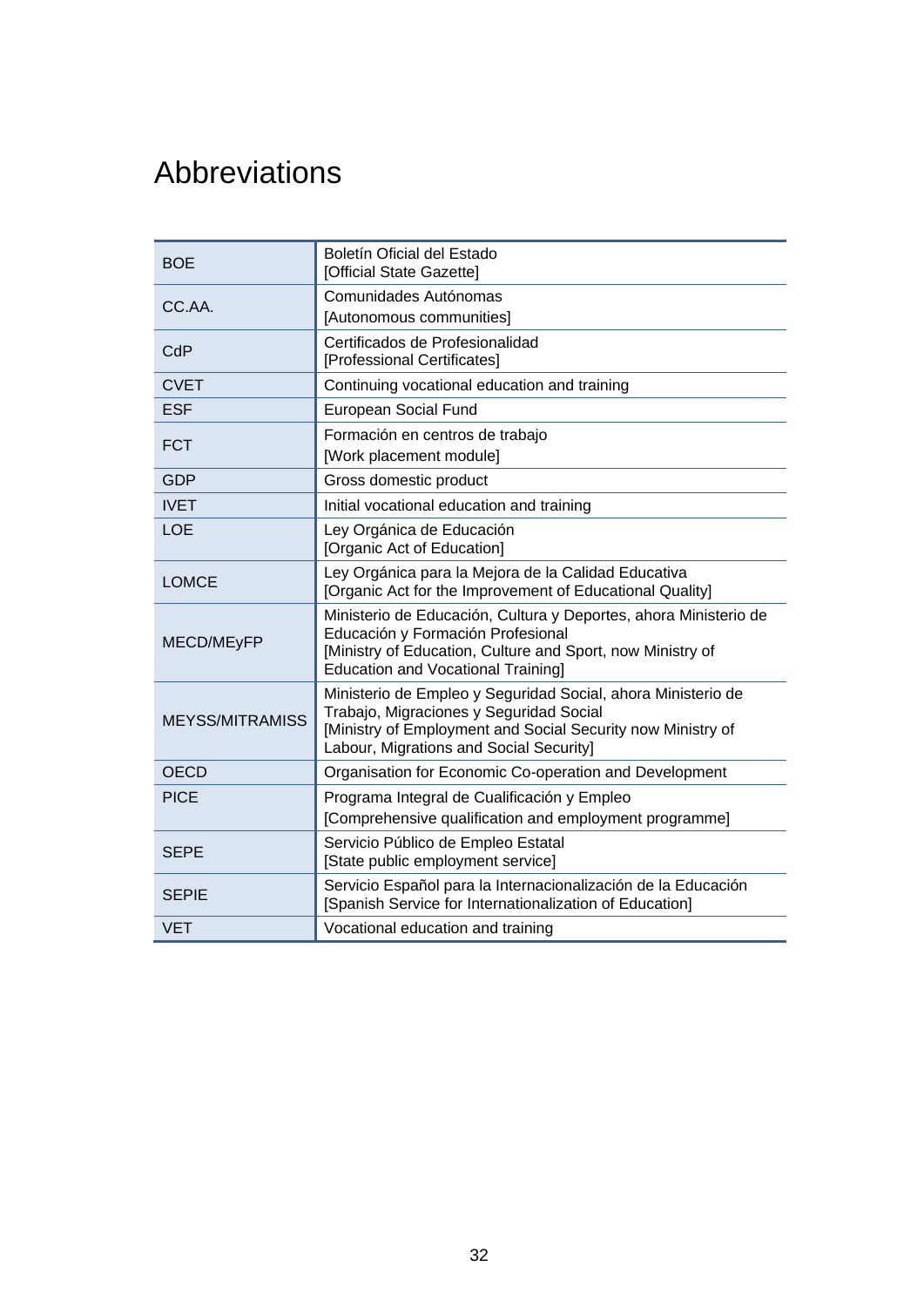# Abbreviations

| | |
|---|---|
| BOE | Boletín Oficial del Estado<br>[Official State Gazette] |
| CC.AA. | Comunidades Autónomas<br>[Autonomous communities] |
| CdP | Certificados de Profesionalidad<br>[Professional Certificates] |
| CVET | Continuing vocational education and training |
| ESF | European Social Fund |
| FCT | Formación en centros de trabajo<br>[Work placement module] |
| GDP | Gross domestic product |
| IVET | Initial vocational education and training |
| LOE | Ley Orgánica de Educación<br>[Organic Act of Education] |
| LOMCE | Ley Orgánica para la Mejora de la Calidad Educativa<br>[Organic Act for the Improvement of Educational Quality] |
| MECD/MEyFP | Ministerio de Educación, Cultura y Deportes, ahora Ministerio de Educación y Formación Profesional<br>[Ministry of Education, Culture and Sport, now Ministry of Education and Vocational Training] |
| MEYSS/MITRAMISS | Ministerio de Empleo y Seguridad Social, ahora Ministerio de Trabajo, Migraciones y Seguridad Social<br>[Ministry of Employment and Social Security now Ministry of Labour, Migrations and Social Security] |
| OECD | Organisation for Economic Co-operation and Development |
| PICE | Programa Integral de Cualificación y Empleo<br>[Comprehensive qualification and employment programme] |
| SEPE | Servicio Público de Empleo Estatal<br>[State public employment service] |
| SEPIE | Servicio Español para la Internacionalización de la Educación<br>[Spanish Service for Internationalization of Education] |
| VET | Vocational education and training |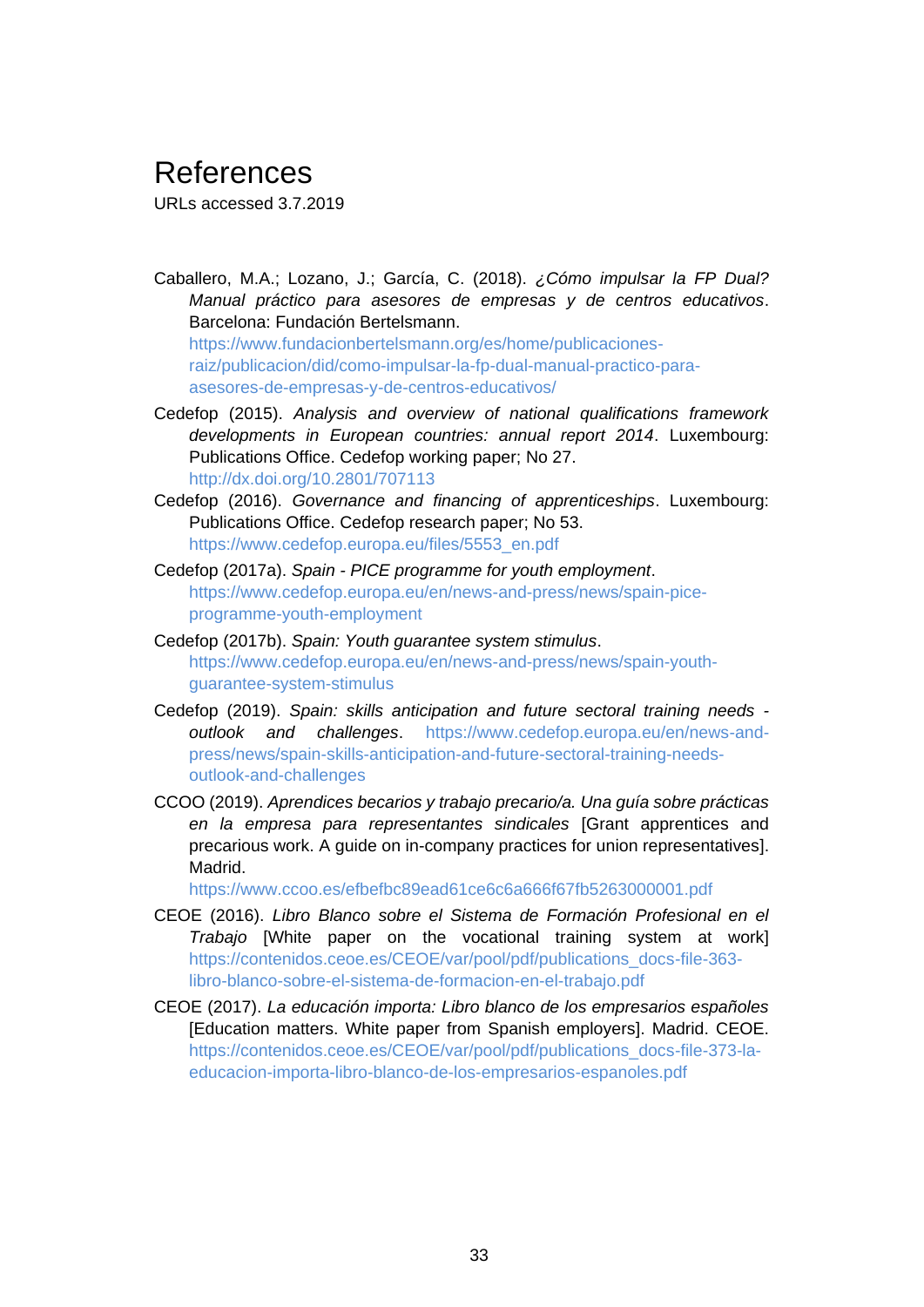# References

URLs accessed 3.7.2019

Caballero, M.A.; Lozano, J.; García, C. (2018). *¿Cómo impulsar la FP Dual? Manual práctico para asesores de empresas y de centros educativos*. Barcelona: Fundación Bertelsmann. https://www.fundacionbertelsmann.org/es/home/publicaciones-raiz/publicacion/did/como-impulsar-la-fp-dual-manual-practico-para-asesores-de-empresas-y-de-centros-educativos/

Cedefop (2015). *Analysis and overview of national qualifications framework developments in European countries: annual report 2014*. Luxembourg: Publications Office. Cedefop working paper; No 27. http://dx.doi.org/10.2801/707113

Cedefop (2016). *Governance and financing of apprenticeships*. Luxembourg: Publications Office. Cedefop research paper; No 53. https://www.cedefop.europa.eu/files/5553_en.pdf

Cedefop (2017a). *Spain - PICE programme for youth employment*. https://www.cedefop.europa.eu/en/news-and-press/news/spain-pice-programme-youth-employment

Cedefop (2017b). *Spain: Youth guarantee system stimulus*. https://www.cedefop.europa.eu/en/news-and-press/news/spain-youth-guarantee-system-stimulus

Cedefop (2019). *Spain: skills anticipation and future sectoral training needs - outlook and challenges*. https://www.cedefop.europa.eu/en/news-and-press/news/spain-skills-anticipation-and-future-sectoral-training-needs-outlook-and-challenges

CCOO (2019). *Aprendices becarios y trabajo precario/a. Una guía sobre prácticas en la empresa para representantes sindicales* [Grant apprentices and precarious work. A guide on in-company practices for union representatives]. Madrid. https://www.ccoo.es/efbefbc89ead61ce6c6a666f67fb5263000001.pdf

CEOE (2016). *Libro Blanco sobre el Sistema de Formación Profesional en el Trabajo* [White paper on the vocational training system at work] https://contenidos.ceoe.es/CEOE/var/pool/pdf/publications_docs-file-363-libro-blanco-sobre-el-sistema-de-formacion-en-el-trabajo.pdf

CEOE (2017). *La educación importa: Libro blanco de los empresarios españoles* [Education matters. White paper from Spanish employers]. Madrid. CEOE. https://contenidos.ceoe.es/CEOE/var/pool/pdf/publications_docs-file-373-la-educacion-importa-libro-blanco-de-los-empresarios-espanoles.pdf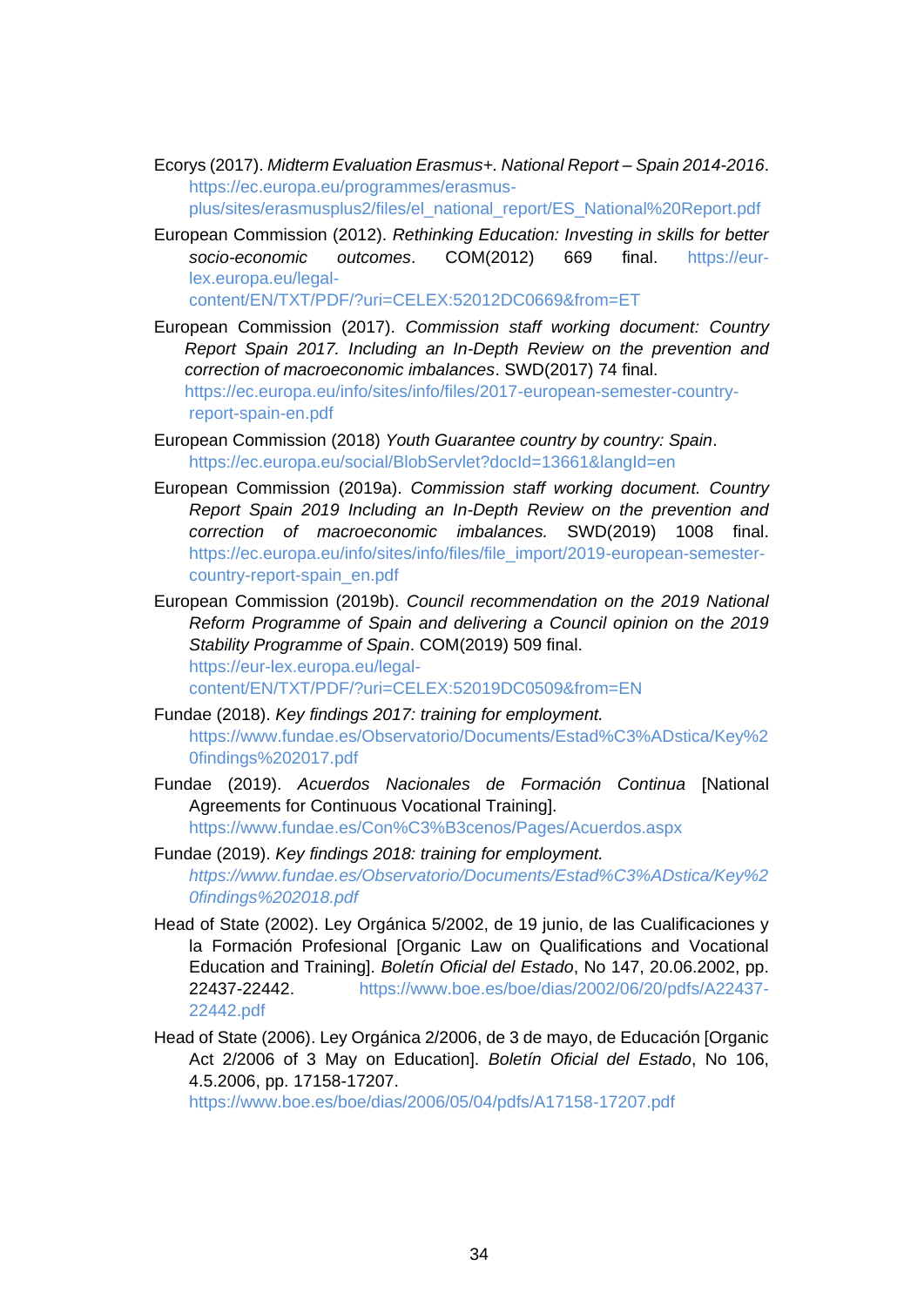Ecorys (2017). *Midterm Evaluation Erasmus+. National Report – Spain 2014-2016*. https://ec.europa.eu/programmes/erasmus-plus/sites/erasmusplus2/files/el_national_report/ES_National%20Report.pdf

European Commission (2012). *Rethinking Education: Investing in skills for better socio-economic outcomes*. COM(2012) 669 final. https://eur-lex.europa.eu/legal-content/EN/TXT/PDF/?uri=CELEX:52012DC0669&from=ET

European Commission (2017). *Commission staff working document: Country Report Spain 2017. Including an In-Depth Review on the prevention and correction of macroeconomic imbalances*. SWD(2017) 74 final. https://ec.europa.eu/info/sites/info/files/2017-european-semester-country-report-spain-en.pdf

European Commission (2018) *Youth Guarantee country by country: Spain*. https://ec.europa.eu/social/BlobServlet?docId=13661&langId=en

European Commission (2019a). *Commission staff working document. Country Report Spain 2019 Including an In-Depth Review on the prevention and correction of macroeconomic imbalances.* SWD(2019) 1008 final. https://ec.europa.eu/info/sites/info/files/file_import/2019-european-semester-country-report-spain_en.pdf

European Commission (2019b). *Council recommendation on the 2019 National Reform Programme of Spain and delivering a Council opinion on the 2019 Stability Programme of Spain*. COM(2019) 509 final. https://eur-lex.europa.eu/legal-content/EN/TXT/PDF/?uri=CELEX:52019DC0509&from=EN

Fundae (2018). *Key findings 2017: training for employment.* https://www.fundae.es/Observatorio/Documents/Estad%C3%ADstica/Key%20findings%202017.pdf

Fundae (2019). *Acuerdos Nacionales de Formación Continua* [National Agreements for Continuous Vocational Training]. https://www.fundae.es/Con%C3%B3cenos/Pages/Acuerdos.aspx

Fundae (2019). *Key findings 2018: training for employment.* *https://www.fundae.es/Observatorio/Documents/Estad%C3%ADstica/Key%20findings%202018.pdf*

Head of State (2002). Ley Orgánica 5/2002, de 19 junio, de las Cualificaciones y la Formación Profesional [Organic Law on Qualifications and Vocational Education and Training]. *Boletín Oficial del Estado*, No 147, 20.06.2002, pp. 22437-22442. https://www.boe.es/boe/dias/2002/06/20/pdfs/A22437-22442.pdf

Head of State (2006). Ley Orgánica 2/2006, de 3 de mayo, de Educación [Organic Act 2/2006 of 3 May on Education]. *Boletín Oficial del Estado*, No 106, 4.5.2006, pp. 17158-17207. https://www.boe.es/boe/dias/2006/05/04/pdfs/A17158-17207.pdf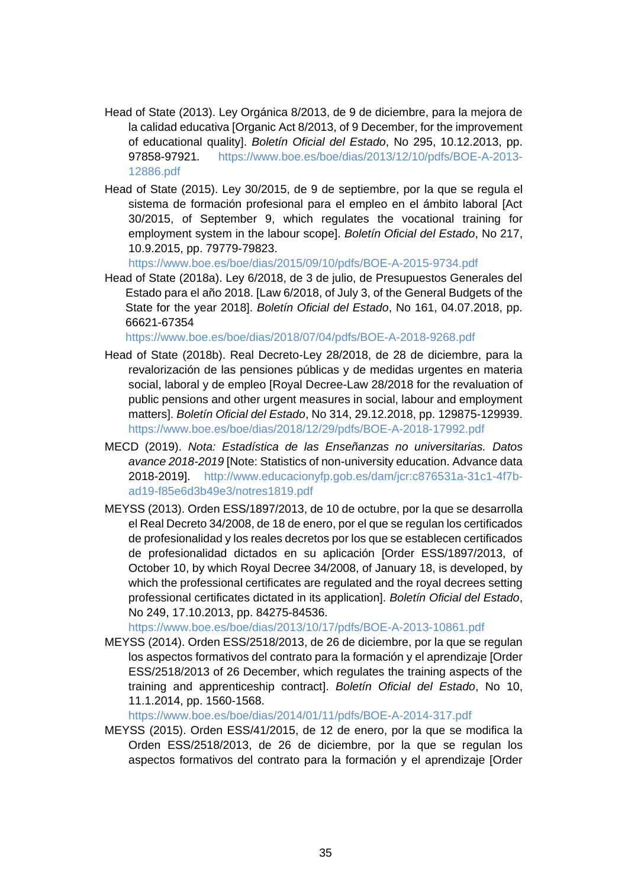Head of State (2013). Ley Orgánica 8/2013, de 9 de diciembre, para la mejora de la calidad educativa [Organic Act 8/2013, of 9 December, for the improvement of educational quality]. *Boletín Oficial del Estado*, No 295, 10.12.2013, pp. 97858-97921. https://www.boe.es/boe/dias/2013/12/10/pdfs/BOE-A-2013-12886.pdf

Head of State (2015). Ley 30/2015, de 9 de septiembre, por la que se regula el sistema de formación profesional para el empleo en el ámbito laboral [Act 30/2015, of September 9, which regulates the vocational training for employment system in the labour scope]. *Boletín Oficial del Estado*, No 217, 10.9.2015, pp. 79779-79823. https://www.boe.es/boe/dias/2015/09/10/pdfs/BOE-A-2015-9734.pdf

Head of State (2018a). Ley 6/2018, de 3 de julio, de Presupuestos Generales del Estado para el año 2018. [Law 6/2018, of July 3, of the General Budgets of the State for the year 2018]. *Boletín Oficial del Estado*, No 161, 04.07.2018, pp. 66621-67354 https://www.boe.es/boe/dias/2018/07/04/pdfs/BOE-A-2018-9268.pdf

Head of State (2018b). Real Decreto-Ley 28/2018, de 28 de diciembre, para la revalorización de las pensiones públicas y de medidas urgentes en materia social, laboral y de empleo [Royal Decree-Law 28/2018 for the revaluation of public pensions and other urgent measures in social, labour and employment matters]. *Boletín Oficial del Estado*, No 314, 29.12.2018, pp. 129875-129939. https://www.boe.es/boe/dias/2018/12/29/pdfs/BOE-A-2018-17992.pdf

MECD (2019). *Nota: Estadística de las Enseñanzas no universitarias. Datos avance 2018-2019* [Note: Statistics of non-university education. Advance data 2018-2019]. http://www.educacionyfp.gob.es/dam/jcr:c876531a-31c1-4f7b-ad19-f85e6d3b49e3/notres1819.pdf

MEYSS (2013). Orden ESS/1897/2013, de 10 de octubre, por la que se desarrolla el Real Decreto 34/2008, de 18 de enero, por el que se regulan los certificados de profesionalidad y los reales decretos por los que se establecen certificados de profesionalidad dictados en su aplicación [Order ESS/1897/2013, of October 10, by which Royal Decree 34/2008, of January 18, is developed, by which the professional certificates are regulated and the royal decrees setting professional certificates dictated in its application]. *Boletín Oficial del Estado*, No 249, 17.10.2013, pp. 84275-84536. https://www.boe.es/boe/dias/2013/10/17/pdfs/BOE-A-2013-10861.pdf

MEYSS (2014). Orden ESS/2518/2013, de 26 de diciembre, por la que se regulan los aspectos formativos del contrato para la formación y el aprendizaje [Order ESS/2518/2013 of 26 December, which regulates the training aspects of the training and apprenticeship contract]. *Boletín Oficial del Estado*, No 10, 11.1.2014, pp. 1560-1568. https://www.boe.es/boe/dias/2014/01/11/pdfs/BOE-A-2014-317.pdf

MEYSS (2015). Orden ESS/41/2015, de 12 de enero, por la que se modifica la Orden ESS/2518/2013, de 26 de diciembre, por la que se regulan los aspectos formativos del contrato para la formación y el aprendizaje [Order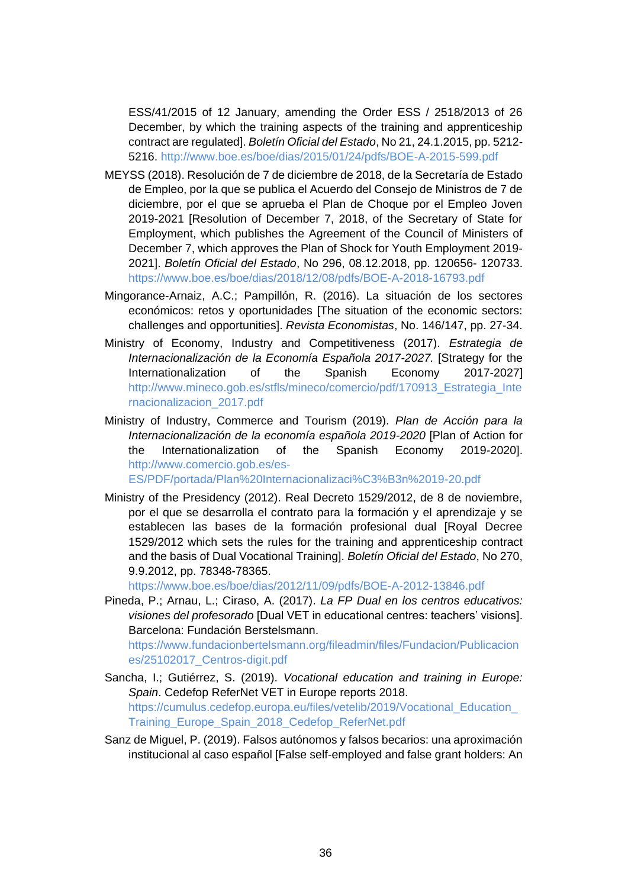ESS/41/2015 of 12 January, amending the Order ESS / 2518/2013 of 26 December, by which the training aspects of the training and apprenticeship contract are regulated]. *Boletín Oficial del Estado*, No 21, 24.1.2015, pp. 5212-5216. http://www.boe.es/boe/dias/2015/01/24/pdfs/BOE-A-2015-599.pdf

MEYSS (2018). Resolución de 7 de diciembre de 2018, de la Secretaría de Estado de Empleo, por la que se publica el Acuerdo del Consejo de Ministros de 7 de diciembre, por el que se aprueba el Plan de Choque por el Empleo Joven 2019-2021 [Resolution of December 7, 2018, of the Secretary of State for Employment, which publishes the Agreement of the Council of Ministers of December 7, which approves the Plan of Shock for Youth Employment 2019-2021]. *Boletín Oficial del Estado*, No 296, 08.12.2018, pp. 120656- 120733. https://www.boe.es/boe/dias/2018/12/08/pdfs/BOE-A-2018-16793.pdf

Mingorance-Arnaiz, A.C.; Pampillón, R. (2016). La situación de los sectores económicos: retos y oportunidades [The situation of the economic sectors: challenges and opportunities]. *Revista Economistas*, No. 146/147, pp. 27-34.

Ministry of Economy, Industry and Competitiveness (2017). *Estrategia de Internacionalización de la Economía Española 2017-2027.* [Strategy for the Internationalization of the Spanish Economy 2017-2027] http://www.mineco.gob.es/stfls/mineco/comercio/pdf/170913_Estrategia_Internacionalizacion_2017.pdf

Ministry of Industry, Commerce and Tourism (2019). *Plan de Acción para la Internacionalización de la economía española 2019-2020* [Plan of Action for the Internationalization of the Spanish Economy 2019-2020]. http://www.comercio.gob.es/es-ES/PDF/portada/Plan%20Internacionalizaci%C3%B3n%2019-20.pdf

Ministry of the Presidency (2012). Real Decreto 1529/2012, de 8 de noviembre, por el que se desarrolla el contrato para la formación y el aprendizaje y se establecen las bases de la formación profesional dual [Royal Decree 1529/2012 which sets the rules for the training and apprenticeship contract and the basis of Dual Vocational Training]. *Boletín Oficial del Estado*, No 270, 9.9.2012, pp. 78348-78365. https://www.boe.es/boe/dias/2012/11/09/pdfs/BOE-A-2012-13846.pdf

Pineda, P.; Arnau, L.; Ciraso, A. (2017). *La FP Dual en los centros educativos: visiones del profesorado* [Dual VET in educational centres: teachers' visions]. Barcelona: Fundación Berstelsmann. https://www.fundacionbertelsmann.org/fileadmin/files/Fundacion/Publicaciones/25102017_Centros-digit.pdf

Sancha, I.; Gutiérrez, S. (2019). *Vocational education and training in Europe: Spain*. Cedefop ReferNet VET in Europe reports 2018. https://cumulus.cedefop.europa.eu/files/vetelib/2019/Vocational_Education_Training_Europe_Spain_2018_Cedefop_ReferNet.pdf

Sanz de Miguel, P. (2019). Falsos autónomos y falsos becarios: una aproximación institucional al caso español [False self-employed and false grant holders: An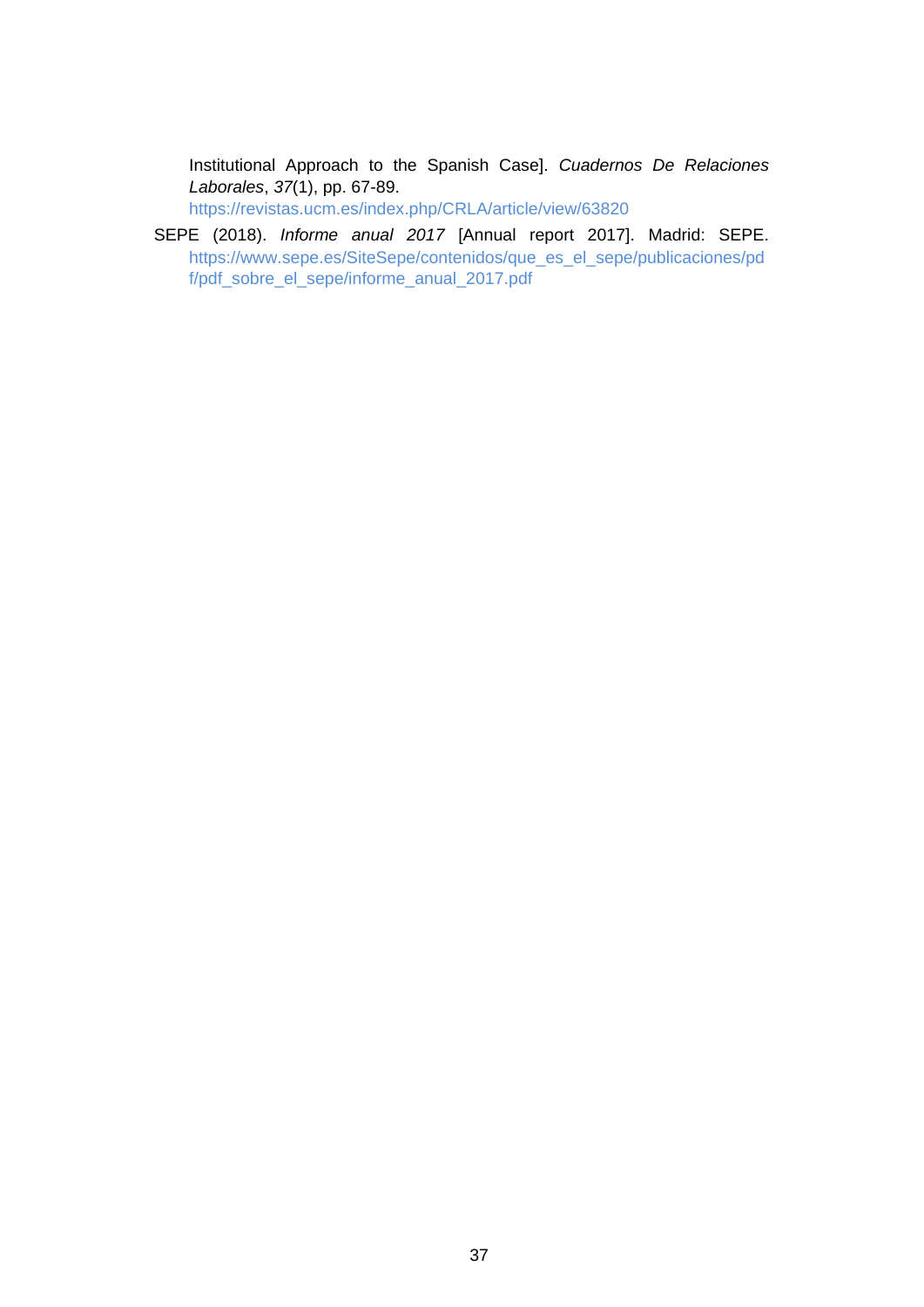Institutional Approach to the Spanish Case]. *Cuadernos De Relaciones Laborales*, *37*(1), pp. 67-89. https://revistas.ucm.es/index.php/CRLA/article/view/63820

SEPE (2018). *Informe anual 2017* [Annual report 2017]. Madrid: SEPE. https://www.sepe.es/SiteSepe/contenidos/que_es_el_sepe/publicaciones/pdf/pdf_sobre_el_sepe/informe_anual_2017.pdf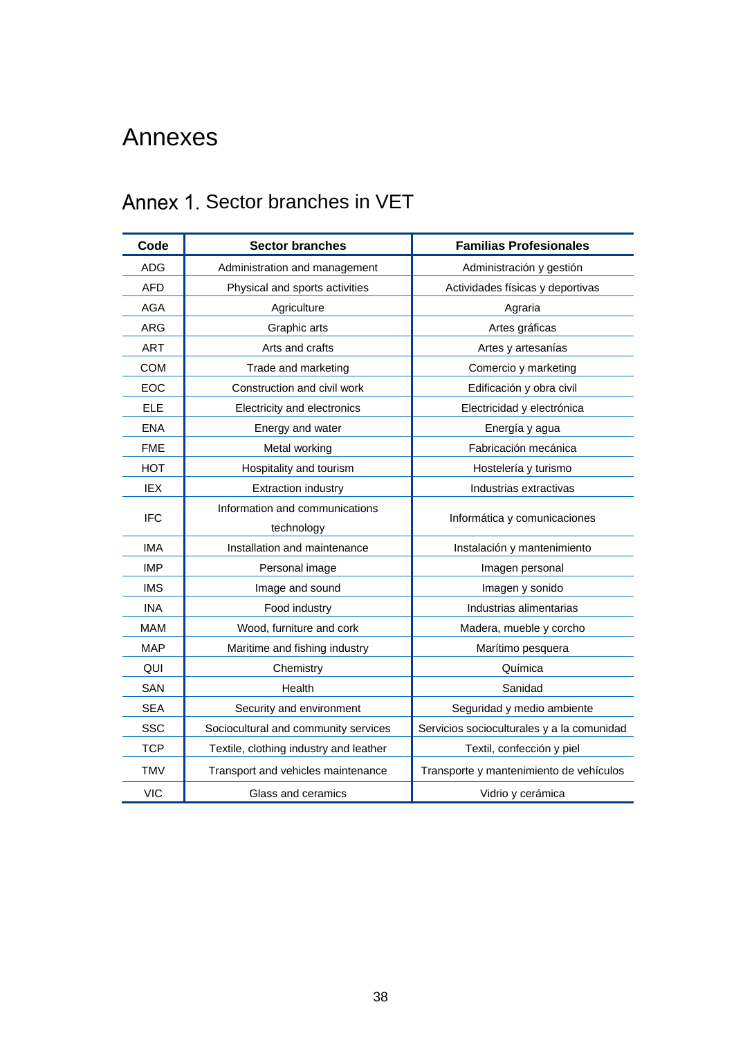# Annexes

## Annex 1. Sector branches in VET

| Code | Sector branches | Familias Profesionales |
|---|---|---|
| ADG | Administration and management | Administración y gestión |
| AFD | Physical and sports activities | Actividades físicas y deportivas |
| AGA | Agriculture | Agraria |
| ARG | Graphic arts | Artes gráficas |
| ART | Arts and crafts | Artes y artesanías |
| COM | Trade and marketing | Comercio y marketing |
| EOC | Construction and civil work | Edificación y obra civil |
| ELE | Electricity and electronics | Electricidad y electrónica |
| ENA | Energy and water | Energía y agua |
| FME | Metal working | Fabricación mecánica |
| HOT | Hospitality and tourism | Hostelería y turismo |
| IEX | Extraction industry | Industrias extractivas |
| IFC | Information and communications technology | Informática y comunicaciones |
| IMA | Installation and maintenance | Instalación y mantenimiento |
| IMP | Personal image | Imagen personal |
| IMS | Image and sound | Imagen y sonido |
| INA | Food industry | Industrias alimentarias |
| MAM | Wood, furniture and cork | Madera, mueble y corcho |
| MAP | Maritime and fishing industry | Marítimo pesquera |
| QUI | Chemistry | Química |
| SAN | Health | Sanidad |
| SEA | Security and environment | Seguridad y medio ambiente |
| SSC | Sociocultural and community services | Servicios socioculturales y a la comunidad |
| TCP | Textile, clothing industry and leather | Textil, confección y piel |
| TMV | Transport and vehicles maintenance | Transporte y mantenimiento de vehículos |
| VIC | Glass and ceramics | Vidrio y cerámica |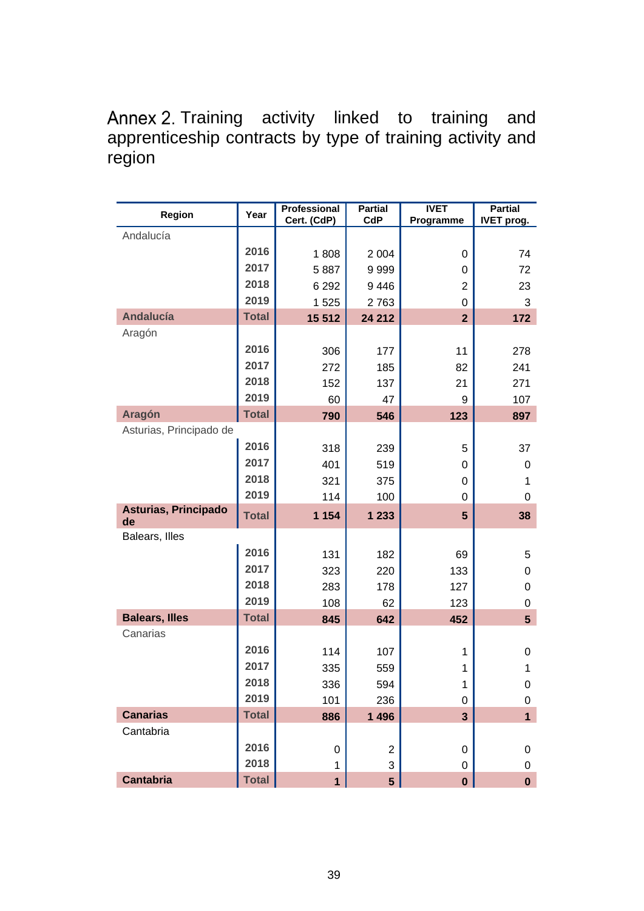# Annex 2. Training activity linked to training and apprenticeship contracts by type of training activity and region

| Region | Year | Professional Cert. (CdP) | Partial CdP | IVET Programme | Partial IVET prog. |
|---|---|---|---|---|---|
| Andalucía | | | | | |
| | 2016 | 1 808 | 2 004 | 0 | 74 |
| | 2017 | 5 887 | 9 999 | 0 | 72 |
| | 2018 | 6 292 | 9 446 | 2 | 23 |
| | 2019 | 1 525 | 2 763 | 0 | 3 |
| **Andalucía** | **Total** | **15 512** | **24 212** | **2** | **172** |
| Aragón | | | | | |
| | 2016 | 306 | 177 | 11 | 278 |
| | 2017 | 272 | 185 | 82 | 241 |
| | 2018 | 152 | 137 | 21 | 271 |
| | 2019 | 60 | 47 | 9 | 107 |
| **Aragón** | **Total** | **790** | **546** | **123** | **897** |
| Asturias, Principado de | | | | | |
| | 2016 | 318 | 239 | 5 | 37 |
| | 2017 | 401 | 519 | 0 | 0 |
| | 2018 | 321 | 375 | 0 | 1 |
| | 2019 | 114 | 100 | 0 | 0 |
| **Asturias, Principado de** | **Total** | **1 154** | **1 233** | **5** | **38** |
| Balears, Illes | | | | | |
| | 2016 | 131 | 182 | 69 | 5 |
| | 2017 | 323 | 220 | 133 | 0 |
| | 2018 | 283 | 178 | 127 | 0 |
| | 2019 | 108 | 62 | 123 | 0 |
| **Balears, Illes** | **Total** | **845** | **642** | **452** | **5** |
| Canarias | | | | | |
| | 2016 | 114 | 107 | 1 | 0 |
| | 2017 | 335 | 559 | 1 | 1 |
| | 2018 | 336 | 594 | 1 | 0 |
| | 2019 | 101 | 236 | 0 | 0 |
| **Canarias** | **Total** | **886** | **1 496** | **3** | **1** |
| Cantabria | | | | | |
| | 2016 | 0 | 2 | 0 | 0 |
| | 2018 | 1 | 3 | 0 | 0 |
| **Cantabria** | **Total** | **1** | **5** | **0** | **0** |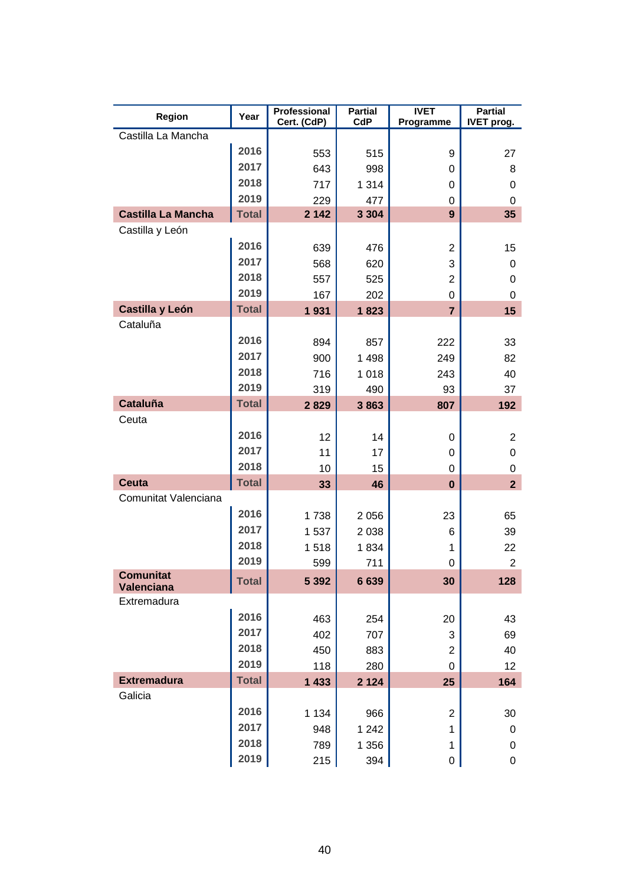| Region | Year | Professional Cert. (CdP) | Partial CdP | IVET Programme | Partial IVET prog. |
|---|---|---|---|---|---|
| Castilla La Mancha | | | | | |
| | 2016 | 553 | 515 | 9 | 27 |
| | 2017 | 643 | 998 | 0 | 8 |
| | 2018 | 717 | 1 314 | 0 | 0 |
| | 2019 | 229 | 477 | 0 | 0 |
| **Castilla La Mancha** | **Total** | **2 142** | **3 304** | **9** | **35** |
| Castilla y León | | | | | |
| | 2016 | 639 | 476 | 2 | 15 |
| | 2017 | 568 | 620 | 3 | 0 |
| | 2018 | 557 | 525 | 2 | 0 |
| | 2019 | 167 | 202 | 0 | 0 |
| **Castilla y León** | **Total** | **1 931** | **1 823** | **7** | **15** |
| Cataluña | | | | | |
| | 2016 | 894 | 857 | 222 | 33 |
| | 2017 | 900 | 1 498 | 249 | 82 |
| | 2018 | 716 | 1 018 | 243 | 40 |
| | 2019 | 319 | 490 | 93 | 37 |
| **Cataluña** | **Total** | **2 829** | **3 863** | **807** | **192** |
| Ceuta | | | | | |
| | 2016 | 12 | 14 | 0 | 2 |
| | 2017 | 11 | 17 | 0 | 0 |
| | 2018 | 10 | 15 | 0 | 0 |
| **Ceuta** | **Total** | **33** | **46** | **0** | **2** |
| Comunitat Valenciana | | | | | |
| | 2016 | 1 738 | 2 056 | 23 | 65 |
| | 2017 | 1 537 | 2 038 | 6 | 39 |
| | 2018 | 1 518 | 1 834 | 1 | 22 |
| | 2019 | 599 | 711 | 0 | 2 |
| **Comunitat Valenciana** | **Total** | **5 392** | **6 639** | **30** | **128** |
| Extremadura | | | | | |
| | 2016 | 463 | 254 | 20 | 43 |
| | 2017 | 402 | 707 | 3 | 69 |
| | 2018 | 450 | 883 | 2 | 40 |
| | 2019 | 118 | 280 | 0 | 12 |
| **Extremadura** | **Total** | **1 433** | **2 124** | **25** | **164** |
| Galicia | | | | | |
| | 2016 | 1 134 | 966 | 2 | 30 |
| | 2017 | 948 | 1 242 | 1 | 0 |
| | 2018 | 789 | 1 356 | 1 | 0 |
| | 2019 | 215 | 394 | 0 | 0 |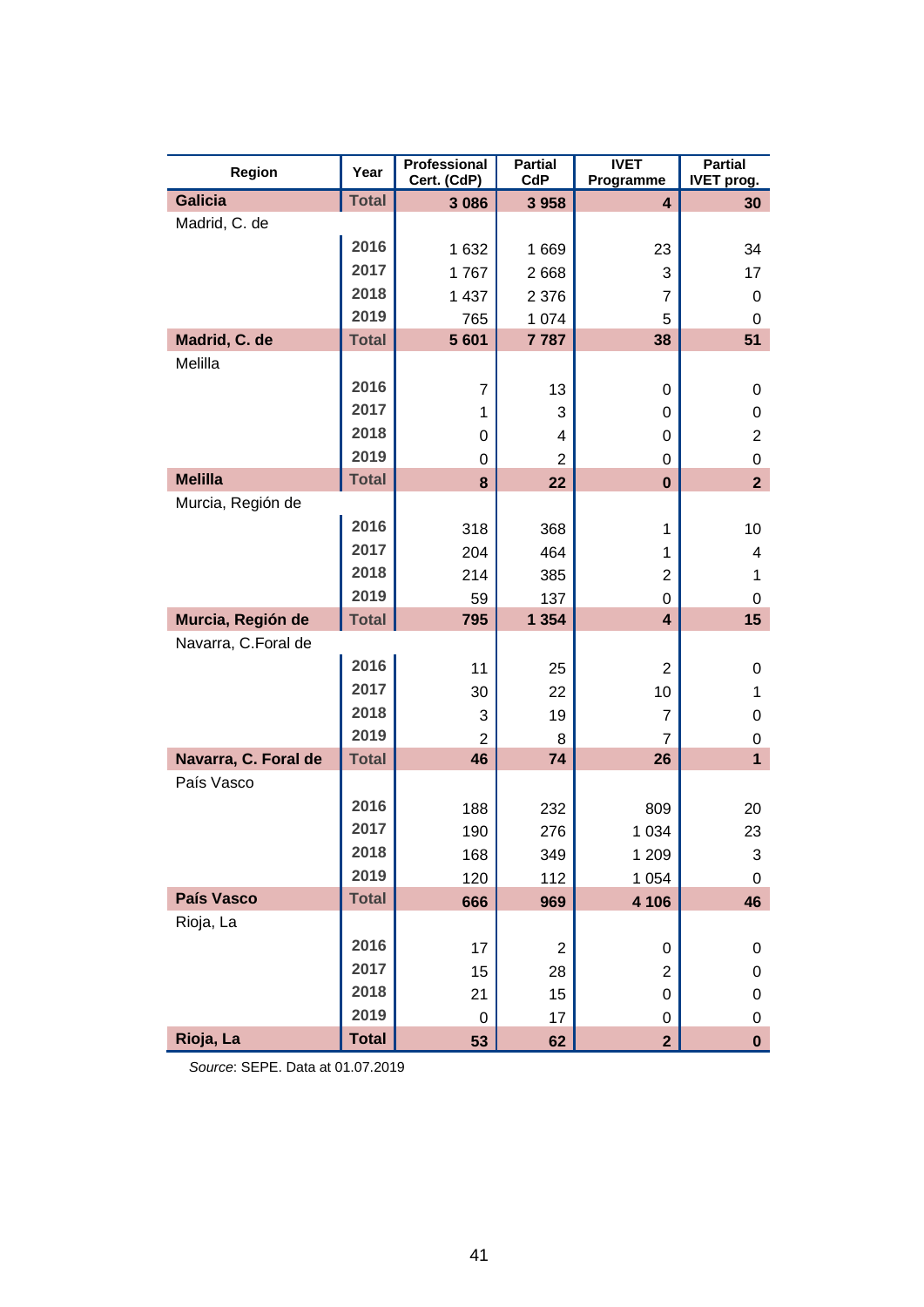| Region | Year | Professional Cert. (CdP) | Partial CdP | IVET Programme | Partial IVET prog. |
|---|---|---|---|---|---|
| **Galicia** | **Total** | **3 086** | **3 958** | **4** | **30** |
| Madrid, C. de | | | | | |
| | 2016 | 1 632 | 1 669 | 23 | 34 |
| | 2017 | 1 767 | 2 668 | 3 | 17 |
| | 2018 | 1 437 | 2 376 | 7 | 0 |
| | 2019 | 765 | 1 074 | 5 | 0 |
| **Madrid, C. de** | **Total** | **5 601** | **7 787** | **38** | **51** |
| Melilla | | | | | |
| | 2016 | 7 | 13 | 0 | 0 |
| | 2017 | 1 | 3 | 0 | 0 |
| | 2018 | 0 | 4 | 0 | 2 |
| | 2019 | 0 | 2 | 0 | 0 |
| **Melilla** | **Total** | **8** | **22** | **0** | **2** |
| Murcia, Región de | | | | | |
| | 2016 | 318 | 368 | 1 | 10 |
| | 2017 | 204 | 464 | 1 | 4 |
| | 2018 | 214 | 385 | 2 | 1 |
| | 2019 | 59 | 137 | 0 | 0 |
| **Murcia, Región de** | **Total** | **795** | **1 354** | **4** | **15** |
| Navarra, C.Foral de | | | | | |
| | 2016 | 11 | 25 | 2 | 0 |
| | 2017 | 30 | 22 | 10 | 1 |
| | 2018 | 3 | 19 | 7 | 0 |
| | 2019 | 2 | 8 | 7 | 0 |
| **Navarra, C. Foral de** | **Total** | **46** | **74** | **26** | **1** |
| País Vasco | | | | | |
| | 2016 | 188 | 232 | 809 | 20 |
| | 2017 | 190 | 276 | 1 034 | 23 |
| | 2018 | 168 | 349 | 1 209 | 3 |
| | 2019 | 120 | 112 | 1 054 | 0 |
| **País Vasco** | **Total** | **666** | **969** | **4 106** | **46** |
| Rioja, La | | | | | |
| | 2016 | 17 | 2 | 0 | 0 |
| | 2017 | 15 | 28 | 2 | 0 |
| | 2018 | 21 | 15 | 0 | 0 |
| | 2019 | 0 | 17 | 0 | 0 |
| **Rioja, La** | **Total** | **53** | **62** | **2** | **0** |

*Source*: SEPE. Data at 01.07.2019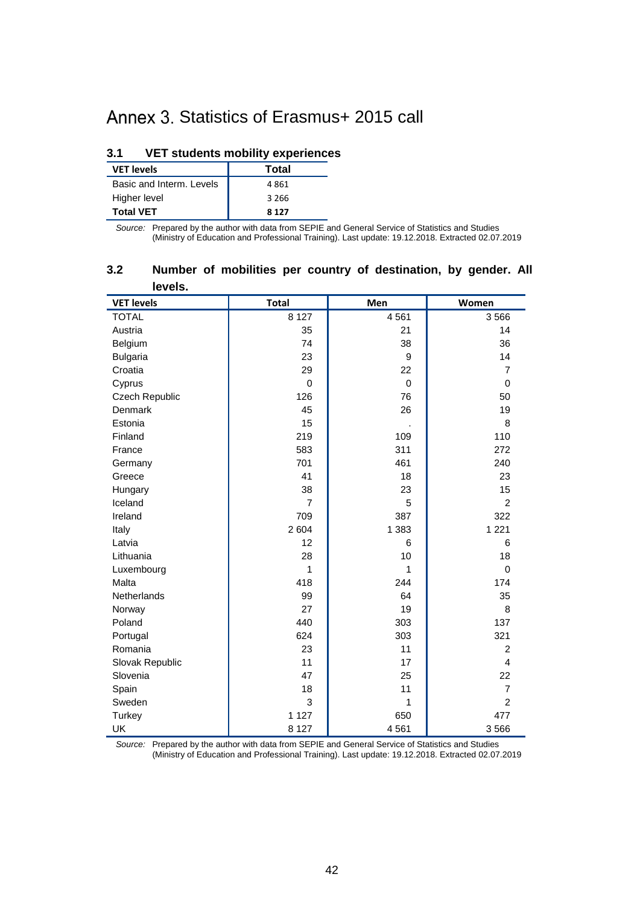# Annex 3. Statistics of Erasmus+ 2015 call

## 3.1 VET students mobility experiences

| VET levels | Total |
|---|---|
| Basic and Interm. Levels | 4 861 |
| Higher level | 3 266 |
| **Total VET** | **8 127** |

*Source:* Prepared by the author with data from SEPIE and General Service of Statistics and Studies (Ministry of Education and Professional Training). Last update: 19.12.2018. Extracted 02.07.2019

## 3.2 Number of mobilities per country of destination, by gender. All levels.

| VET levels | Total | Men | Women |
|---|---|---|---|
| TOTAL | 8 127 | 4 561 | 3 566 |
| Austria | 35 | 21 | 14 |
| Belgium | 74 | 38 | 36 |
| Bulgaria | 23 | 9 | 14 |
| Croatia | 29 | 22 | 7 |
| Cyprus | 0 | 0 | 0 |
| Czech Republic | 126 | 76 | 50 |
| Denmark | 45 | 26 | 19 |
| Estonia | 15 | . | 8 |
| Finland | 219 | 109 | 110 |
| France | 583 | 311 | 272 |
| Germany | 701 | 461 | 240 |
| Greece | 41 | 18 | 23 |
| Hungary | 38 | 23 | 15 |
| Iceland | 7 | 5 | 2 |
| Ireland | 709 | 387 | 322 |
| Italy | 2 604 | 1 383 | 1 221 |
| Latvia | 12 | 6 | 6 |
| Lithuania | 28 | 10 | 18 |
| Luxembourg | 1 | 1 | 0 |
| Malta | 418 | 244 | 174 |
| Netherlands | 99 | 64 | 35 |
| Norway | 27 | 19 | 8 |
| Poland | 440 | 303 | 137 |
| Portugal | 624 | 303 | 321 |
| Romania | 23 | 11 | 2 |
| Slovak Republic | 11 | 17 | 4 |
| Slovenia | 47 | 25 | 22 |
| Spain | 18 | 11 | 7 |
| Sweden | 3 | 1 | 2 |
| Turkey | 1 127 | 650 | 477 |
| UK | 8 127 | 4 561 | 3 566 |

*Source:* Prepared by the author with data from SEPIE and General Service of Statistics and Studies (Ministry of Education and Professional Training). Last update: 19.12.2018. Extracted 02.07.2019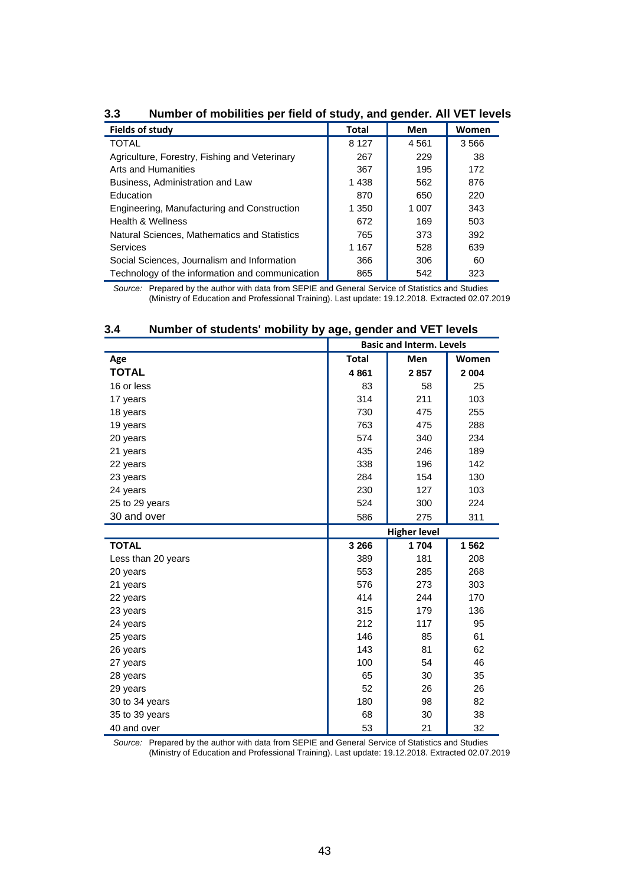## 3.3 Number of mobilities per field of study, and gender. All VET levels

| Fields of study | Total | Men | Women |
|---|---|---|---|
| TOTAL | 8 127 | 4 561 | 3 566 |
| Agriculture, Forestry, Fishing and Veterinary | 267 | 229 | 38 |
| Arts and Humanities | 367 | 195 | 172 |
| Business, Administration and Law | 1 438 | 562 | 876 |
| Education | 870 | 650 | 220 |
| Engineering, Manufacturing and Construction | 1 350 | 1 007 | 343 |
| Health & Wellness | 672 | 169 | 503 |
| Natural Sciences, Mathematics and Statistics | 765 | 373 | 392 |
| Services | 1 167 | 528 | 639 |
| Social Sciences, Journalism and Information | 366 | 306 | 60 |
| Technology of the information and communication | 865 | 542 | 323 |

*Source:* Prepared by the author with data from SEPIE and General Service of Statistics and Studies (Ministry of Education and Professional Training). Last update: 19.12.2018. Extracted 02.07.2019

## 3.4 Number of students' mobility by age, gender and VET levels

| | Basic and Interm. Levels | | |
|---|---|---|---|
| **Age** | **Total** | **Men** | **Women** |
| **TOTAL** | **4 861** | **2 857** | **2 004** |
| 16 or less | 83 | 58 | 25 |
| 17 years | 314 | 211 | 103 |
| 18 years | 730 | 475 | 255 |
| 19 years | 763 | 475 | 288 |
| 20 years | 574 | 340 | 234 |
| 21 years | 435 | 246 | 189 |
| 22 years | 338 | 196 | 142 |
| 23 years | 284 | 154 | 130 |
| 24 years | 230 | 127 | 103 |
| 25 to 29 years | 524 | 300 | 224 |
| 30 and over | 586 | 275 | 311 |
| | **Higher level** | | |
| **TOTAL** | **3 266** | **1 704** | **1 562** |
| Less than 20 years | 389 | 181 | 208 |
| 20 years | 553 | 285 | 268 |
| 21 years | 576 | 273 | 303 |
| 22 years | 414 | 244 | 170 |
| 23 years | 315 | 179 | 136 |
| 24 years | 212 | 117 | 95 |
| 25 years | 146 | 85 | 61 |
| 26 years | 143 | 81 | 62 |
| 27 years | 100 | 54 | 46 |
| 28 years | 65 | 30 | 35 |
| 29 years | 52 | 26 | 26 |
| 30 to 34 years | 180 | 98 | 82 |
| 35 to 39 years | 68 | 30 | 38 |
| 40 and over | 53 | 21 | 32 |

*Source:* Prepared by the author with data from SEPIE and General Service of Statistics and Studies (Ministry of Education and Professional Training). Last update: 19.12.2018. Extracted 02.07.2019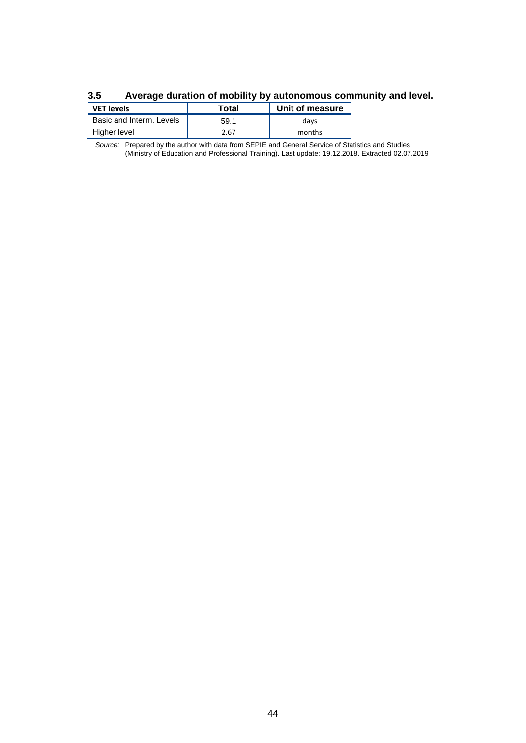### 3.5 Average duration of mobility by autonomous community and level.

| VET levels | Total | Unit of measure |
| --- | --- | --- |
| Basic and Interm. Levels | 59.1 | days |
| Higher level | 2.67 | months |

*Source:* Prepared by the author with data from SEPIE and General Service of Statistics and Studies (Ministry of Education and Professional Training). Last update: 19.12.2018. Extracted 02.07.2019